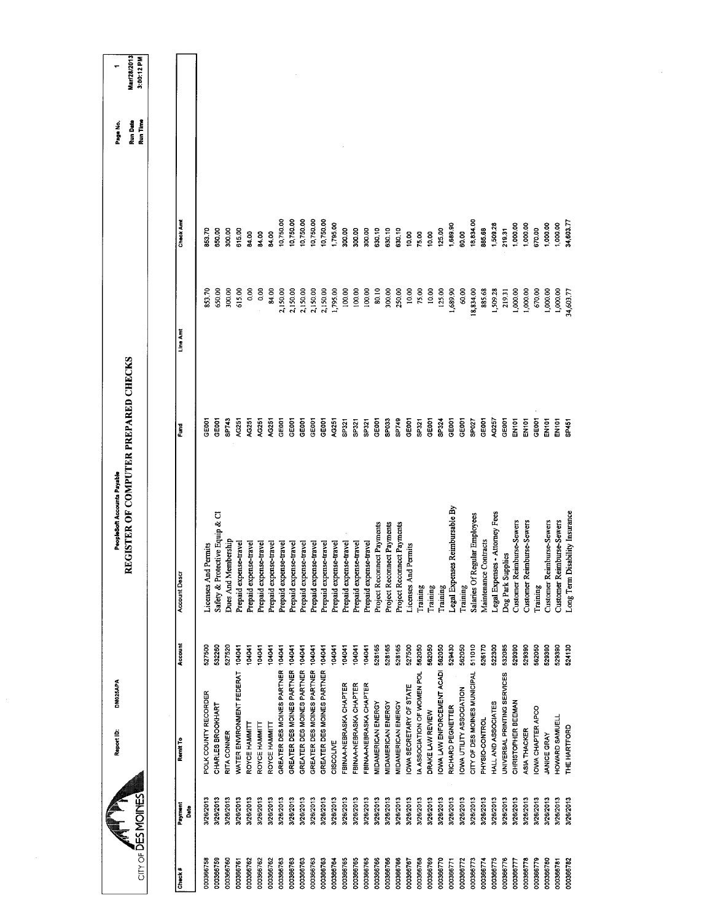CITY OF DES MOINES

Report ID: DM025APA

PeopleSoft Accounts Payable

# REGISTER OF COMPUTER PREPARED CHECKS

Page No. 1
Run Date Mar/28/2013
Run Time 3:00:12 PM

| Check # | Payment Date | Remit To | Account | Account Descr | Fund | Line Amt | Check Amt |
|---|---|---|---|---|---|---|---|
| 000366758 | 3/26/2013 | POLK COUNTY RECORDER | 527500 | Licenses And Permits | GE001 | 853.70 | 853.70 |
| 000366759 | 3/26/2013 | CHARLES BROOKHART | 532260 | Safety & Protective Equip & Cl | GE001 | 650.00 | 650.00 |
| 000366760 | 3/26/2013 | RITA CONNER | 527520 | Dues And Membership | SP743 | 300.00 | 300.00 |
| 000366761 | 3/26/2013 | WATER ENVIRONMENT FEDERAT | 104041 | Prepaid expense-travel | AG251 | 615.00 | 615.00 |
| 000366762 | 3/26/2013 | ROYCE HAMMITT | 104041 | Prepaid expense-travel | AG251 | 0.00 | 84.00 |
| 000366762 | 3/26/2013 | ROYCE HAMMITT | 104041 | Prepaid expense-travel | AG251 | 0.00 | 84.00 |
| 000366762 | 3/26/2013 | ROYCE HAMMITT | 104041 | Prepaid expense-travel | AG251 | 84.00 | 84.00 |
| 000366763 | 3/26/2013 | GREATER DES MOINES PARTNER | 104041 | Prepaid expense-travel | GE001 | 2,150.00 | 10,750.00 |
| 000366763 | 3/26/2013 | GREATER DES MOINES PARTNER | 104041 | Prepaid expense-travel | GE001 | 2,150.00 | 10,750.00 |
| 000366763 | 3/26/2013 | GREATER DES MOINES PARTNER | 104041 | Prepaid expense-travel | GE001 | 2,150.00 | 10,750.00 |
| 000366763 | 3/26/2013 | GREATER DES MOINES PARTNER | 104041 | Prepaid expense-travel | GE001 | 2,150.00 | 10,750.00 |
| 000366763 | 3/26/2013 | GREATER DES MOINES PARTNER | 104041 | Prepaid expense-travel | GE001 | 2,150.00 | 10,750.00 |
| 000366764 | 3/26/2013 | CISCOLIVE | 104041 | Prepaid expense-travel | AG251 | 1,795.00 | 1,795.00 |
| 000366765 | 3/26/2013 | FBINAA-NEBRASKA CHAPTER | 104041 | Prepaid expense-travel | SP321 | 100.00 | 300.00 |
| 000366765 | 3/26/2013 | FBINAA-NEBRASKA CHAPTER | 104041 | Prepaid expense-travel | SP321 | 100.00 | 300.00 |
| 000366765 | 3/26/2013 | FBINAA-NEBRASKA CHAPTER | 104041 | Prepaid expense-travel | SP321 | 100.00 | 300.00 |
| 000366766 | 3/26/2013 | MIDAMERICAN ENERGY | 528165 | Project Reconnect Payments | GE001 | 80.10 | 630.10 |
| 000366766 | 3/26/2013 | MIDAMERICAN ENERGY | 528165 | Project Reconnect Payments | SP033 | 300.00 | 630.10 |
| 000366766 | 3/26/2013 | MIDAMERICAN ENERGY | 528165 | Project Reconnect Payments | SP749 | 250.00 | 630.10 |
| 000366767 | 3/26/2013 | IOWA SECRETARY OF STATE | 527500 | Licenses And Permits | GE001 | 10.00 | 10.00 |
| 000366768 | 3/26/2013 | IA ASSOCIATION OF WOMEN POL | 562050 | Training | SP321 | 75.00 | 75.00 |
| 000366769 | 3/26/2013 | DRAKE LAW REVIEW | 562050 | Training | GE001 | 10.00 | 10.00 |
| 000366770 | 3/26/2013 | IOWA LAW ENFORCEMENT ACADI | 562050 | Training | SP324 | 125.00 | 125.00 |
| 000366771 | 3/26/2013 | RICHARD PEGNETTER | 529430 | Legal Expenses Reimbursable By | GE001 | 1,689.90 | 1,689.90 |
| 000366772 | 3/26/2013 | IOWA UTILITY ASSOCIATION | 562050 | Training | GE001 | 60.00 | 60.00 |
| 000366773 | 3/26/2013 | CITY OF DES MOINES MUNICIPAL | 511010 | Salaries Of Regular Employees | SP027 | 18,834.00 | 18,834.00 |
| 000366774 | 3/26/2013 | PHYSIO-CONTROL | 526170 | Maintenance Contracts | GE001 | 885.68 | 885.68 |
| 000366775 | 3/26/2013 | HALL AND ASSOCIATES | 522300 | Legal Expenses - Attorney Fees | AG257 | 1,509.28 | 1,509.28 |
| 000366776 | 3/26/2013 | UNIVERSAL PRINTING SERVICES | 532085 | Dog Park Supplies | GE001 | 219.31 | 219.31 |
| 000366777 | 3/26/2013 | CHRISTOPHER BEEMAN | 529390 | Customer Reimburse-Sewers | EN101 | 1,000.00 | 1,000.00 |
| 000366778 | 3/26/2013 | ASIA THACKER | 529390 | Customer Reimburse-Sewers | EN101 | 1,000.00 | 1,000.00 |
| 000366779 | 3/26/2013 | IOWA CHAPTER APCO | 562050 | Training | GE001 | 670.00 | 670.00 |
| 000366780 | 3/26/2013 | JANICE GRAY | 529390 | Customer Reimburse-Sewers | EN101 | 1,000.00 | 1,000.00 |
| 000366781 | 3/26/2013 | HOWARD SAMUELL | 529390 | Customer Reimburse-Sewers | EN101 | 1,000.00 | 1,000.00 |
| 000366782 | 3/26/2013 | THE HARTFORD | 524130 | Long Term Disability Insurance | SP451 | 34,603.77 | 34,603.77 |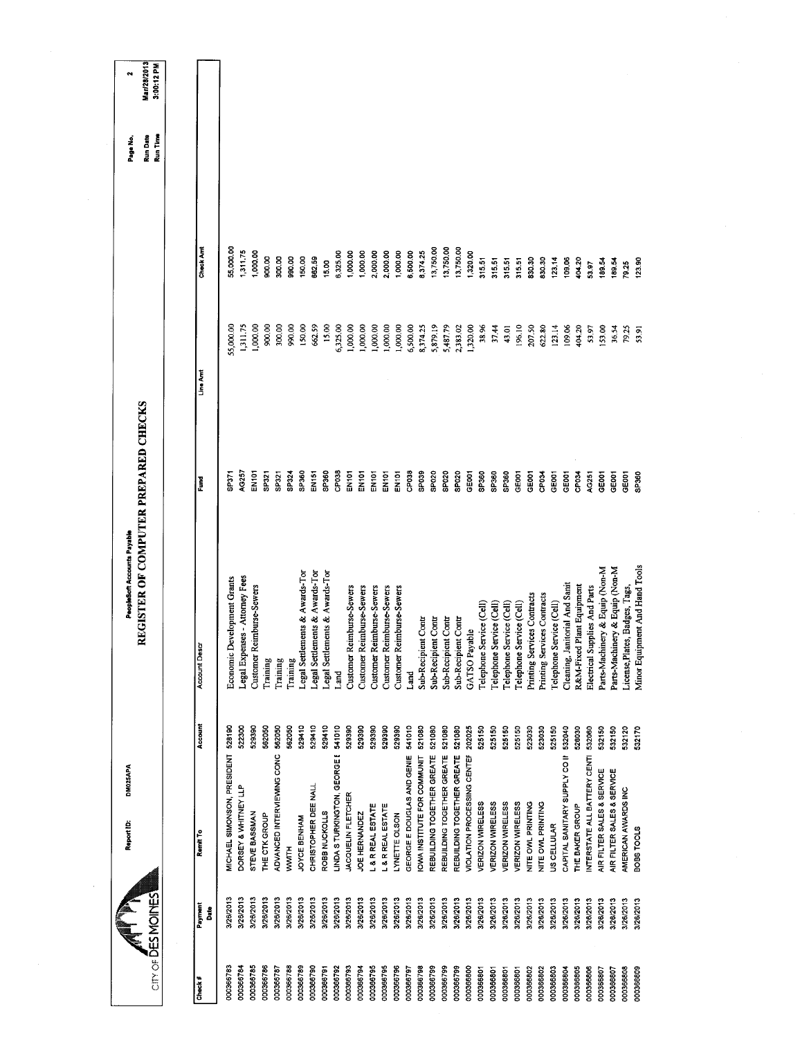CITY OF DES MOINES

Report ID: DM025APA

PeopleSoft Accounts Payable

# REGISTER OF COMPUTER PREPARED CHECKS

Page No. 2
Run Date Mar/28/2013
Run Time 3:00:12 PM

| Check # | Payment Date | Remit To | Account | Account Descr | Fund | Line Amt | Check Amt |
|---|---|---|---|---|---|---|---|
| 000366783 | 3/26/2013 | MICHAEL SIMONSON, PRESIDENT | 528190 | Economic Development Grants | SP371 | 55,000.00 | 55,000.00 |
| 000366784 | 3/26/2013 | DORSEY & WHITNEY LLP | 522300 | Legal Expenses - Attorney Fees | AG257 | 1,311.75 | 1,311.75 |
| 000366785 | 3/26/2013 | STEVE BASSMAN | 529390 | Customer Reimburse-Sewers | EN101 | 1,000.00 | 1,000.00 |
| 000366786 | 3/26/2013 | THE CTK GROUP | 562050 | Training | SP321 | 900.00 | 900.00 |
| 000366787 | 3/26/2013 | ADVANCED INTERVIEWING CONC | 562050 | Training | SP321 | 300.00 | 300.00 |
| 000366788 | 3/26/2013 | WWITH | 562050 | Training | SP324 | 990.00 | 990.00 |
| 000366789 | 3/26/2013 | JOYCE BENHAM | 529410 | Legal Settlements & Awards-Tor | SP360 | 150.00 | 150.00 |
| 000366790 | 3/26/2013 | CHRISTOPHER DEE NALL | 529410 | Legal Settlements & Awards-Tor | EN151 | 662.59 | 662.59 |
| 000366791 | 3/26/2013 | ROBB NUCKOLLS | 529410 | Legal Settlements & Awards-Tor | SP360 | 15.00 | 15.00 |
| 000366792 | 3/26/2013 | LINDA S TURKINGTON, GEORGE E | 541010 | Land | CP038 | 6,325.00 | 6,325.00 |
| 000366793 | 3/26/2013 | JACQUELIN FLETCHER | 529390 | Customer Reimburse-Sewers | EN101 | 1,000.00 | 1,000.00 |
| 000366794 | 3/26/2013 | JOE HERNANDEZ | 529390 | Customer Reimburse-Sewers | EN101 | 1,000.00 | 1,000.00 |
| 000366795 | 3/26/2013 | L & R REAL ESTATE | 529390 | Customer Reimburse-Sewers | EN101 | 1,000.00 | 2,000.00 |
| 000366795 | 3/26/2013 | L & R REAL ESTATE | 529390 | Customer Reimburse-Sewers | EN101 | 1,000.00 | 2,000.00 |
| 000366796 | 3/26/2013 | LYNETTE OLSON | 529390 | Customer Reimburse-Sewers | EN101 | 1,000.00 | 1,000.00 |
| 000366797 | 3/26/2013 | GEORGE E DOUGLAS AND GENIE | 541010 | Land | CP038 | 6,500.00 | 6,500.00 |
| 000366798 | 3/26/2013 | IOWA INSTITUTE FOR COMMUNIT | 521080 | Sub-Recipient Contr | SP039 | 8,374.25 | 8,374.25 |
| 000366799 | 3/26/2013 | REBUILDING TOGETHER GREATE | 521080 | Sub-Recipient Contr | SP020 | 5,879.19 | 13,750.00 |
| 000366799 | 3/26/2013 | REBUILDING TOGETHER GREATE | 521080 | Sub-Recipient Contr | SP020 | 5,487.79 | 13,750.00 |
| 000366799 | 3/26/2013 | REBUILDING TOGETHER GREATE | 521080 | Sub-Recipient Contr | SP020 | 2,383.02 | 13,750.00 |
| 000366800 | 3/26/2013 | VIOLATION PROCESSING CENTER | 202025 | GATSO Payable | GE001 | 1,320.00 | 1,320.00 |
| 000366801 | 3/26/2013 | VERIZON WIRELESS | 525150 | Telephone Service (Cell) | SP360 | 38.96 | 315.51 |
| 000366801 | 3/26/2013 | VERIZON WIRELESS | 525150 | Telephone Service (Cell) | SP360 | 37.44 | 315.51 |
| 000366801 | 3/26/2013 | VERIZON WIRELESS | 525150 | Telephone Service (Cell) | SP360 | 43.01 | 315.51 |
| 000366801 | 3/26/2013 | VERIZON WIRELESS | 525150 | Telephone Service (Cell) | GE001 | 196.10 | 315.51 |
| 000366802 | 3/26/2013 | NITE OWL PRINTING | 523030 | Printing Services Contracts | GE001 | 207.50 | 830.30 |
| 000366802 | 3/26/2013 | NITE OWL PRINTING | 523030 | Printing Services Contracts | CP034 | 622.80 | 830.30 |
| 000366803 | 3/26/2013 | US CELLULAR | 525150 | Telephone Service (Cell) | GE001 | 123.14 | 123.14 |
| 000366804 | 3/26/2013 | CAPITAL SANITARY SUPPLY CO II | 532040 | Cleaning, Janitorial And Sanit | GE001 | 109.06 | 109.06 |
| 000366805 | 3/26/2013 | THE BAKER GROUP | 526030 | R&M-Fixed Plant Equipment | CP034 | 404.20 | 404.20 |
| 000366806 | 3/26/2013 | INTERSTATE ALL BATTERY CENTI | 532060 | Electrical Supplies And Parts | AG251 | 53.97 | 53.97 |
| 000366807 | 3/26/2013 | AIR FILTER SALES & SERVICE | 532150 | Parts-Machinery & Equip (Non-M | GE001 | 153.00 | 189.54 |
| 000366807 | 3/26/2013 | AIR FILTER SALES & SERVICE | 532150 | Parts-Machinery & Equip (Non-M | GE001 | 36.54 | 189.54 |
| 000366808 | 3/26/2013 | AMERICAN AWARDS INC | 532120 | License,Plates, Badges, Tags, | GE001 | 79.25 | 79.25 |
| 000366809 | 3/26/2013 | BOBS TOOLS | 532170 | Minor Equipment And Hand Tools | SP360 | 53.91 | 123.90 |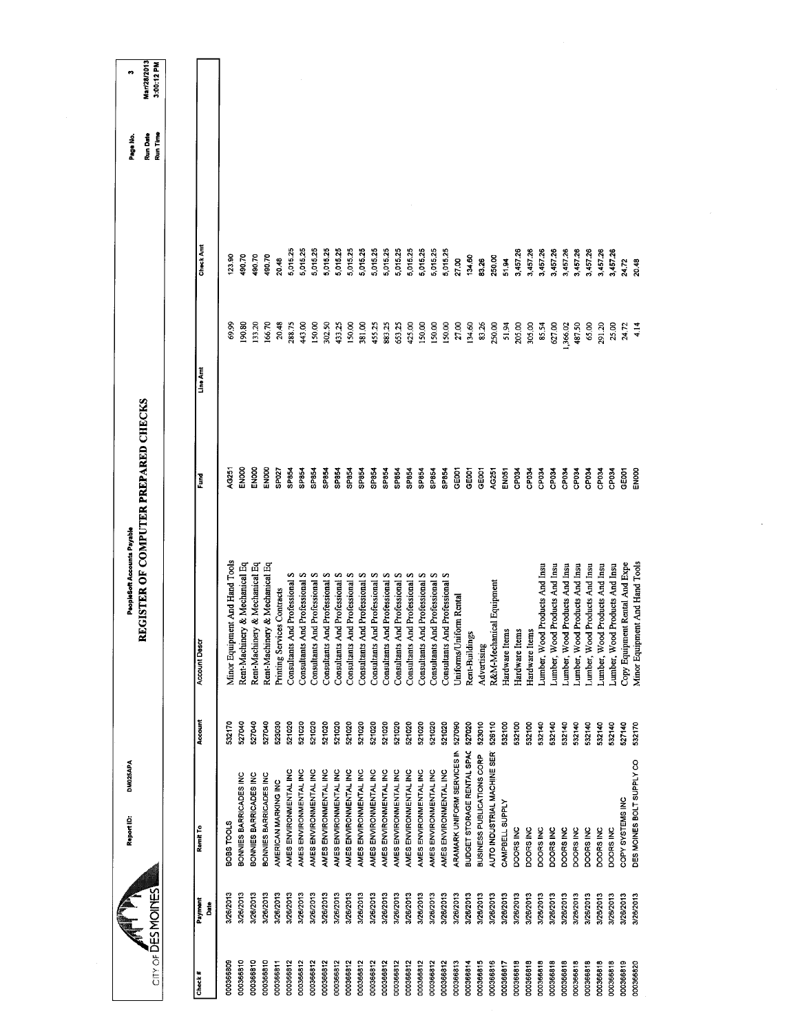CITY OF DES MOINES

Report ID: DM025APA

PeopleSoft Accounts Payable

# REGISTER OF COMPUTER PREPARED CHECKS

Page No. 3
Run Date Mar/28/2013
Run Time 3:00:12 PM

| Check # | Payment Date | Remit To | Account | Account Descr | Fund | Line Amt | Check Amt |
|---|---|---|---|---|---|---|---|
| 000366809 | 3/26/2013 | BOBS TOOLS | 532170 | Minor Equipment And Hand Tools | AG251 | 69.99 | 123.90 |
| 000366810 | 3/26/2013 | BONNIES BARRICADES INC | 527040 | Rent-Machinery & Mechanical Eq | EN000 | 190.80 | 490.70 |
| 000366810 | 3/26/2013 | BONNIES BARRICADES INC | 527040 | Rent-Machinery & Mechanical Eq | EN000 | 133.20 | 490.70 |
| 000366810 | 3/26/2013 | BONNIES BARRICADES INC | 527040 | Rent-Machinery & Mechanical Eq | EN000 | 166.70 | 490.70 |
| 000366811 | 3/26/2013 | AMERICAN MARKING INC | 523030 | Printing Services Contracts | SP027 | 20.48 | 20.48 |
| 000366812 | 3/26/2013 | AMES ENVIRONMENTAL INC | 521020 | Consultants And Professional S | SP854 | 288.75 | 5,015.25 |
| 000366812 | 3/26/2013 | AMES ENVIRONMENTAL INC | 521020 | Consultants And Professional S | SP854 | 443.00 | 5,015.25 |
| 000366812 | 3/26/2013 | AMES ENVIRONMENTAL INC | 521020 | Consultants And Professional S | SP854 | 150.00 | 5,015.25 |
| 000366812 | 3/26/2013 | AMES ENVIRONMENTAL INC | 521020 | Consultants And Professional S | SP854 | 302.50 | 5,015.25 |
| 000366812 | 3/26/2013 | AMES ENVIRONMENTAL INC | 521020 | Consultants And Professional S | SP854 | 433.25 | 5,015.25 |
| 000366812 | 3/26/2013 | AMES ENVIRONMENTAL INC | 521020 | Consultants And Professional S | SP854 | 150.00 | 5,015.25 |
| 000366812 | 3/26/2013 | AMES ENVIRONMENTAL INC | 521020 | Consultants And Professional S | SP854 | 381.00 | 5,015.25 |
| 000366812 | 3/26/2013 | AMES ENVIRONMENTAL INC | 521020 | Consultants And Professional S | SP854 | 455.25 | 5,015.25 |
| 000366812 | 3/26/2013 | AMES ENVIRONMENTAL INC | 521020 | Consultants And Professional S | SP854 | 883.25 | 5,015.25 |
| 000366812 | 3/26/2013 | AMES ENVIRONMENTAL INC | 521020 | Consultants And Professional S | SP854 | 653.25 | 5,015.25 |
| 000366812 | 3/26/2013 | AMES ENVIRONMENTAL INC | 521020 | Consultants And Professional S | SP854 | 425.00 | 5,015.25 |
| 000366812 | 3/26/2013 | AMES ENVIRONMENTAL INC | 521020 | Consultants And Professional S | SP854 | 150.00 | 5,015.25 |
| 000366812 | 3/26/2013 | AMES ENVIRONMENTAL INC | 521020 | Consultants And Professional S | SP854 | 150.00 | 5,015.25 |
| 000366812 | 3/26/2013 | AMES ENVIRONMENTAL INC | 521020 | Consultants And Professional S | SP854 | 150.00 | 5,015.25 |
| 000366813 | 3/26/2013 | ARAMARK UNIFORM SERVICES IN | 527090 | Uniforms/Uniform Rental | GE001 | 27.00 | 27.00 |
| 000366814 | 3/26/2013 | BUDGET STORAGE RENTAL SPAC | 527020 | Rent-Buildings | GE001 | 134.60 | 134.60 |
| 000366815 | 3/26/2013 | BUSINESS PUBLICATIONS CORP | 523010 | Advertising | GE001 | 83.26 | 83.26 |
| 000366816 | 3/26/2013 | AUTO INDUSTRIAL MACHINE SER | 526110 | R&M-Mechanical Equipment | AG251 | 250.00 | 250.00 |
| 000366817 | 3/26/2013 | CAMPBELL SUPPLY | 532100 | Hardware Items | EN051 | 51.94 | 51.94 |
| 000366818 | 3/26/2013 | DOORS INC | 532100 | Hardware Items | CP034 | 205.00 | 3,457.26 |
| 000366818 | 3/26/2013 | DOORS INC | 532100 | Hardware Items | CP034 | 305.00 | 3,457.26 |
| 000366818 | 3/26/2013 | DOORS INC | 532140 | Lumber, Wood Products And Insu | CP034 | 85.54 | 3,457.26 |
| 000366818 | 3/26/2013 | DOORS INC | 532140 | Lumber, Wood Products And Insu | CP034 | 627.00 | 3,457.26 |
| 000366818 | 3/26/2013 | DOORS INC | 532140 | Lumber, Wood Products And Insu | CP034 | 1,366.02 | 3,457.26 |
| 000366818 | 3/26/2013 | DOORS INC | 532140 | Lumber, Wood Products And Insu | CP034 | 487.50 | 3,457.26 |
| 000366818 | 3/26/2013 | DOORS INC | 532140 | Lumber, Wood Products And Insu | CP034 | 65.00 | 3,457.26 |
| 000366818 | 3/26/2013 | DOORS INC | 532140 | Lumber, Wood Products And Insu | CP034 | 291.20 | 3,457.26 |
| 000366818 | 3/26/2013 | DOORS INC | 532140 | Lumber, Wood Products And Insu | CP034 | 25.00 | 3,457.26 |
| 000366819 | 3/26/2013 | COPY SYSTEMS INC | 527140 | Copy Equipment Rental And Expe | GE001 | 24.72 | 24.72 |
| 000366820 | 3/26/2013 | DES MOINES BOLT SUPPLY CO | 532170 | Minor Equipment And Hand Tools | EN000 | 4.14 | 20.48 |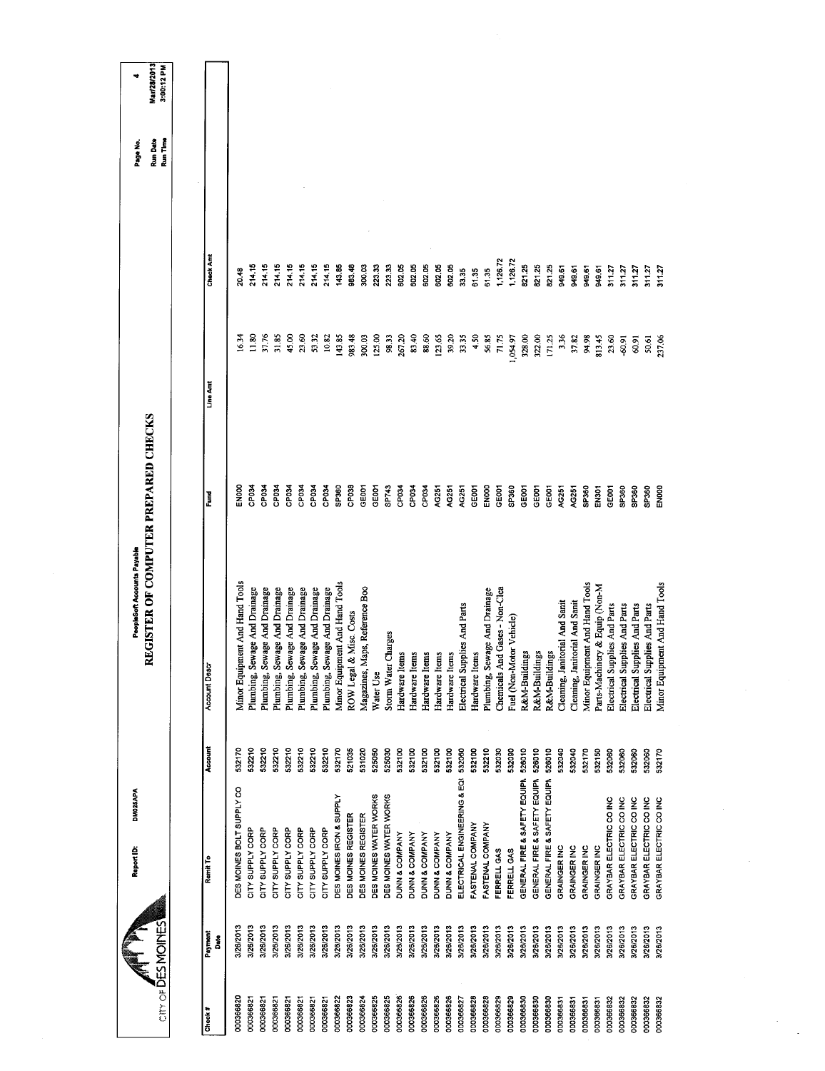CITY OF DES MOINES

Report ID: DM025APA

PeopleSoft Accounts Payable

# REGISTER OF COMPUTER PREPARED CHECKS

Page No. 4
Run Date Mar/28/2013
Run Time 3:00:12 PM

| Check # | Payment Date | Remit To | Account | Account Descr | Fund | Line Amt | Check Amt |
|---|---|---|---|---|---|---|---|
| 000366820 | 3/26/2013 | DES MOINES BOLT SUPPLY CO | 532170 | Minor Equipment And Hand Tools | EN000 | 16.34 | 20.48 |
| 000366821 | 3/26/2013 | CITY SUPPLY CORP | 532210 | Plumbing, Sewage And Drainage | CP034 | 11.80 | 214.15 |
| 000366821 | 3/26/2013 | CITY SUPPLY CORP | 532210 | Plumbing, Sewage And Drainage | CP034 | 37.76 | 214.15 |
| 000366821 | 3/26/2013 | CITY SUPPLY CORP | 532210 | Plumbing, Sewage And Drainage | CP034 | 31.85 | 214.15 |
| 000366821 | 3/26/2013 | CITY SUPPLY CORP | 532210 | Plumbing, Sewage And Drainage | CP034 | 45.00 | 214.15 |
| 000366821 | 3/26/2013 | CITY SUPPLY CORP | 532210 | Plumbing, Sewage And Drainage | CP034 | 23.60 | 214.15 |
| 000366821 | 3/26/2013 | CITY SUPPLY CORP | 532210 | Plumbing, Sewage And Drainage | CP034 | 53.32 | 214.15 |
| 000366821 | 3/26/2013 | CITY SUPPLY CORP | 532210 | Plumbing, Sewage And Drainage | CP034 | 10.82 | 214.15 |
| 000366822 | 3/26/2013 | DES MOINES IRON & SUPPLY | 532170 | Minor Equipment And Hand Tools | SP360 | 143.85 | 143.85 |
| 000366823 | 3/26/2013 | DES MOINES REGISTER | 521035 | ROW Legal & Misc. Costs | CP038 | 983.48 | 983.48 |
| 000366824 | 3/26/2013 | DES MOINES REGISTER | 531020 | Magazines, Maps, Reference Boo | GE001 | 300.03 | 300.03 |
| 000366825 | 3/26/2013 | DES MOINES WATER WORKS | 525050 | Water Use | GE001 | 125.00 | 223.33 |
| 000366825 | 3/26/2013 | DES MOINES WATER WORKS | 525030 | Storm Water Charges | SP743 | 98.33 | 223.33 |
| 000366826 | 3/26/2013 | DUNN & COMPANY | 532100 | Hardware Items | CP034 | 267.20 | 602.05 |
| 000366826 | 3/26/2013 | DUNN & COMPANY | 532100 | Hardware Items | CP034 | 83.40 | 602.05 |
| 000366826 | 3/26/2013 | DUNN & COMPANY | 532100 | Hardware Items | CP034 | 88.60 | 602.05 |
| 000366826 | 3/26/2013 | DUNN & COMPANY | 532100 | Hardware Items | AG251 | 123.65 | 602.05 |
| 000366826 | 3/26/2013 | DUNN & COMPANY | 532100 | Hardware Items | AG251 | 39.20 | 602.05 |
| 000366827 | 3/26/2013 | ELECTRICAL ENGINEERING & EQI | 532060 | Electrical Supplies And Parts | AG251 | 33.35 | 33.35 |
| 000366828 | 3/26/2013 | FASTENAL COMPANY | 532100 | Hardware Items | GE001 | 4.50 | 61.35 |
| 000366828 | 3/26/2013 | FASTENAL COMPANY | 532210 | Plumbing, Sewage And Drainage | EN000 | 56.85 | 61.35 |
| 000366829 | 3/26/2013 | FERRELL GAS | 532030 | Chemicals And Gases - Non-Clea | GE001 | 71.75 | 1,126.72 |
| 000366829 | 3/26/2013 | FERRELL GAS | 532090 | Fuel (Non-Motor Vehicle) | SP360 | 1,054.97 | 1,126.72 |
| 000366830 | 3/26/2013 | GENERAL FIRE & SAFETY EQUIPN | 526010 | R&M-Buildings | GE001 | 328.00 | 821.25 |
| 000366830 | 3/26/2013 | GENERAL FIRE & SAFETY EQUIPN | 526010 | R&M-Buildings | GE001 | 322.00 | 821.25 |
| 000366830 | 3/26/2013 | GENERAL FIRE & SAFETY EQUIPN | 526010 | R&M-Buildings | GE001 | 171.25 | 821.25 |
| 000366831 | 3/26/2013 | GRAINGER INC | 532040 | Cleaning, Janitorial And Sanit | AG251 | 3.36 | 949.61 |
| 000366831 | 3/26/2013 | GRAINGER INC | 532040 | Cleaning, Janitorial And Sanit | AG251 | 37.82 | 949.61 |
| 000366831 | 3/26/2013 | GRAINGER INC | 532170 | Minor Equipment And Hand Tools | SP360 | 94.98 | 949.61 |
| 000366831 | 3/26/2013 | GRAINGER INC | 532150 | Parts-Machinery & Equip (Non-M | EN301 | 813.45 | 949.61 |
| 000366832 | 3/26/2013 | GRAYBAR ELECTRIC CO INC | 532060 | Electrical Supplies And Parts | GE001 | 23.60 | 311.27 |
| 000366832 | 3/26/2013 | GRAYBAR ELECTRIC CO INC | 532060 | Electrical Supplies And Parts | SP360 | -60.91 | 311.27 |
| 000366832 | 3/26/2013 | GRAYBAR ELECTRIC CO INC | 532060 | Electrical Supplies And Parts | SP360 | 60.91 | 311.27 |
| 000366832 | 3/26/2013 | GRAYBAR ELECTRIC CO INC | 532060 | Electrical Supplies And Parts | SP360 | 50.61 | 311.27 |
| 000366832 | 3/26/2013 | GRAYBAR ELECTRIC CO INC | 532170 | Minor Equipment And Hand Tools | EN000 | 237.06 | 311.27 |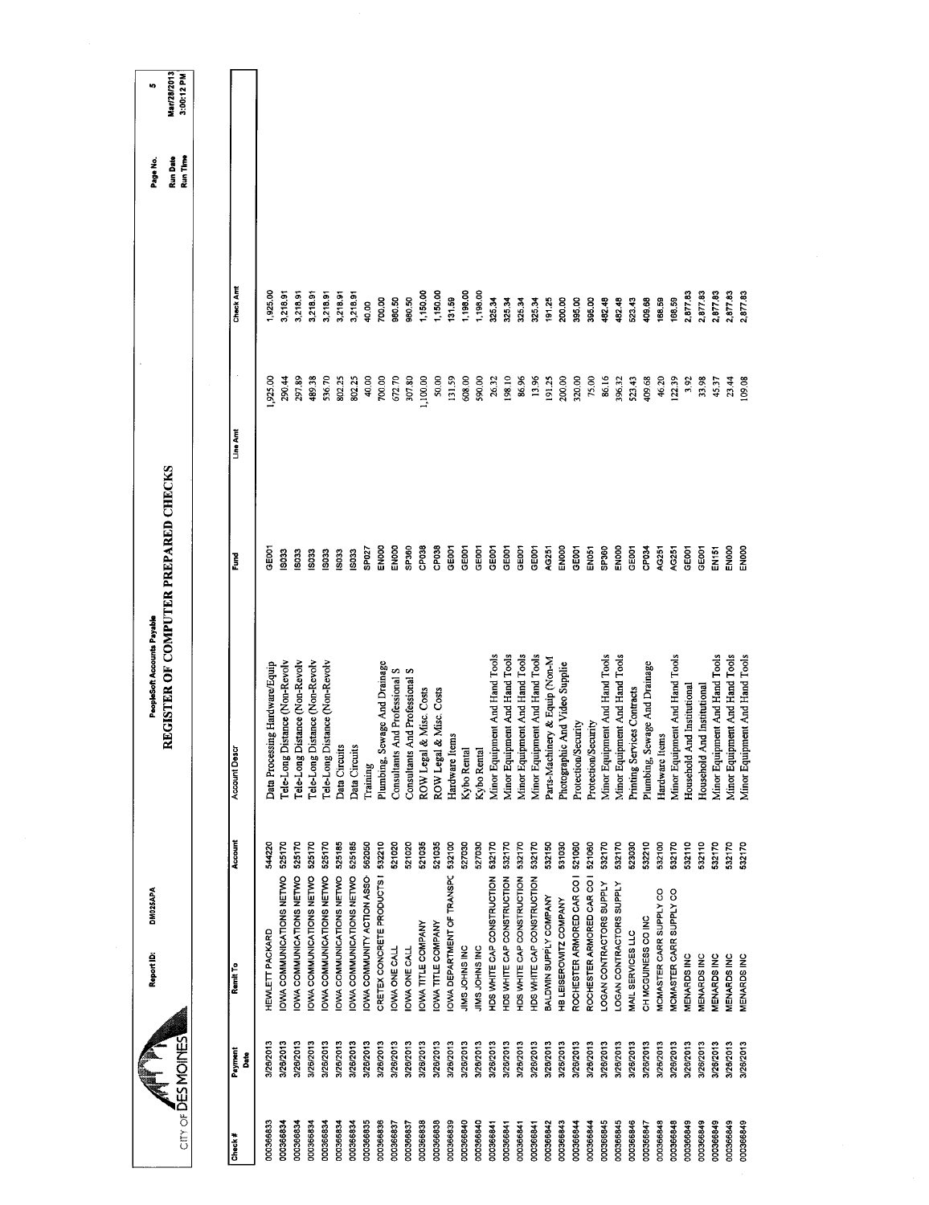CITY OF DES MOINES

Report ID: DM025APA

PeopleSoft Accounts Payable

# REGISTER OF COMPUTER PREPARED CHECKS

Page No. 5
Run Date Mar/28/2013
Run Time 3:00:12 PM

| Check # | Payment Date | Remit To | Account | Account Descr | Fund | Line Amt | Check Amt |
|---|---|---|---|---|---|---|---|
| 000366833 | 3/26/2013 | HEWLETT PACKARD | 544220 | Data Processing Hardware/Equip | GE001 | 1,925.00 | 1,925.00 |
| 000366834 | 3/26/2013 | IOWA COMMUNICATIONS NETWO | 525170 | Tele-Long Distance (Non-Revolv | IS033 | 290.44 | 3,218.91 |
| 000366834 | 3/26/2013 | IOWA COMMUNICATIONS NETWO | 525170 | Tele-Long Distance (Non-Revolv | IS033 | 297.89 | 3,218.91 |
| 000366834 | 3/26/2013 | IOWA COMMUNICATIONS NETWO | 525170 | Tele-Long Distance (Non-Revolv | IS033 | 489.38 | 3,218.91 |
| 000366834 | 3/26/2013 | IOWA COMMUNICATIONS NETWO | 525170 | Tele-Long Distance (Non-Revolv | IS033 | 536.70 | 3,218.91 |
| 000366834 | 3/26/2013 | IOWA COMMUNICATIONS NETWO | 525185 | Data Circuits | IS033 | 802.25 | 3,218.91 |
| 000366834 | 3/26/2013 | IOWA COMMUNICATIONS NETWO | 525185 | Data Circuits | IS033 | 802.25 | 3,218.91 |
| 000366835 | 3/26/2013 | IOWA COMMUNITY ACTION ASSO | 562050 | Training | SP027 | 40.00 | 40.00 |
| 000366836 | 3/26/2013 | CRETEX CONCRETE PRODUCTS I | 532210 | Plumbing, Sewage And Drainage | EN000 | 700.00 | 700.00 |
| 000366837 | 3/26/2013 | IOWA ONE CALL | 521020 | Consultants And Professional S | EN000 | 672.70 | 980.50 |
| 000366837 | 3/26/2013 | IOWA ONE CALL | 521020 | Consultants And Professional S | SP360 | 307.80 | 980.50 |
| 000366838 | 3/26/2013 | IOWA TITLE COMPANY | 521035 | ROW Legal & Misc. Costs | CP038 | 1,100.00 | 1,150.00 |
| 000366838 | 3/26/2013 | IOWA TITLE COMPANY | 521035 | ROW Legal & Misc. Costs | CP038 | 50.00 | 1,150.00 |
| 000366839 | 3/26/2013 | IOWA DEPARTMENT OF TRANSPC | 532100 | Hardware Items | GE001 | 131.59 | 131.59 |
| 000366840 | 3/26/2013 | JIMS JOHNS INC | 527030 | Kybo Rental | GE001 | 608.00 | 1,198.00 |
| 000366840 | 3/26/2013 | JIMS JOHNS INC | 527030 | Kybo Rental | GE001 | 590.00 | 1,198.00 |
| 000366841 | 3/26/2013 | HDS WHITE CAP CONSTRUCTION | 532170 | Minor Equipment And Hand Tools | GE001 | 26.32 | 325.34 |
| 000366841 | 3/26/2013 | HDS WHITE CAP CONSTRUCTION | 532170 | Minor Equipment And Hand Tools | GE001 | 198.10 | 325.34 |
| 000366841 | 3/26/2013 | HDS WHITE CAP CONSTRUCTION | 532170 | Minor Equipment And Hand Tools | GE001 | 86.96 | 325.34 |
| 000366841 | 3/26/2013 | HDS WHITE CAP CONSTRUCTION | 532170 | Minor Equipment And Hand Tools | GE001 | 13.96 | 325.34 |
| 000366842 | 3/26/2013 | BALDWIN SUPPLY COMPANY | 532150 | Parts-Machinery & Equip (Non-M | AG251 | 191.25 | 191.25 |
| 000366843 | 3/26/2013 | HB LEISEROWITZ COMPANY | 531030 | Photographic And Video Supplie | EN000 | 200.00 | 200.00 |
| 000366844 | 3/26/2013 | ROCHESTER ARMORED CAR CO I | 521060 | Protection/Security | GE001 | 320.00 | 395.00 |
| 000366844 | 3/26/2013 | ROCHESTER ARMORED CAR CO I | 521060 | Protection/Security | EN051 | 75.00 | 395.00 |
| 000366845 | 3/26/2013 | LOGAN CONTRACTORS SUPPLY | 532170 | Minor Equipment And Hand Tools | SP360 | 86.16 | 482.48 |
| 000366845 | 3/26/2013 | LOGAN CONTRACTORS SUPPLY | 532170 | Minor Equipment And Hand Tools | EN000 | 396.32 | 482.48 |
| 000366846 | 3/26/2013 | MAIL SERVICES LLC | 523030 | Printing Services Contracts | GE001 | 523.43 | 523.43 |
| 000366847 | 3/26/2013 | CH MCGUINESS CO INC | 532210 | Plumbing, Sewage And Drainage | CP034 | 409.68 | 409.68 |
| 000366848 | 3/26/2013 | MCMASTER CARR SUPPLY CO | 532100 | Hardware Items | AG251 | 46.20 | 168.59 |
| 000366848 | 3/26/2013 | MCMASTER CARR SUPPLY CO | 532170 | Minor Equipment And Hand Tools | AG251 | 122.39 | 168.59 |
| 000366849 | 3/26/2013 | MENARDS INC | 532110 | Household And Institutional | GE001 | 3.92 | 2,877.83 |
| 000366849 | 3/26/2013 | MENARDS INC | 532110 | Household And Institutional | GE001 | 33.98 | 2,877.83 |
| 000366849 | 3/26/2013 | MENARDS INC | 532170 | Minor Equipment And Hand Tools | EN151 | 45.37 | 2,877.83 |
| 000366849 | 3/26/2013 | MENARDS INC | 532170 | Minor Equipment And Hand Tools | EN000 | 23.44 | 2,877.83 |
| 000366849 | 3/26/2013 | MENARDS INC | 532170 | Minor Equipment And Hand Tools | EN000 | 109.08 | 2,877.83 |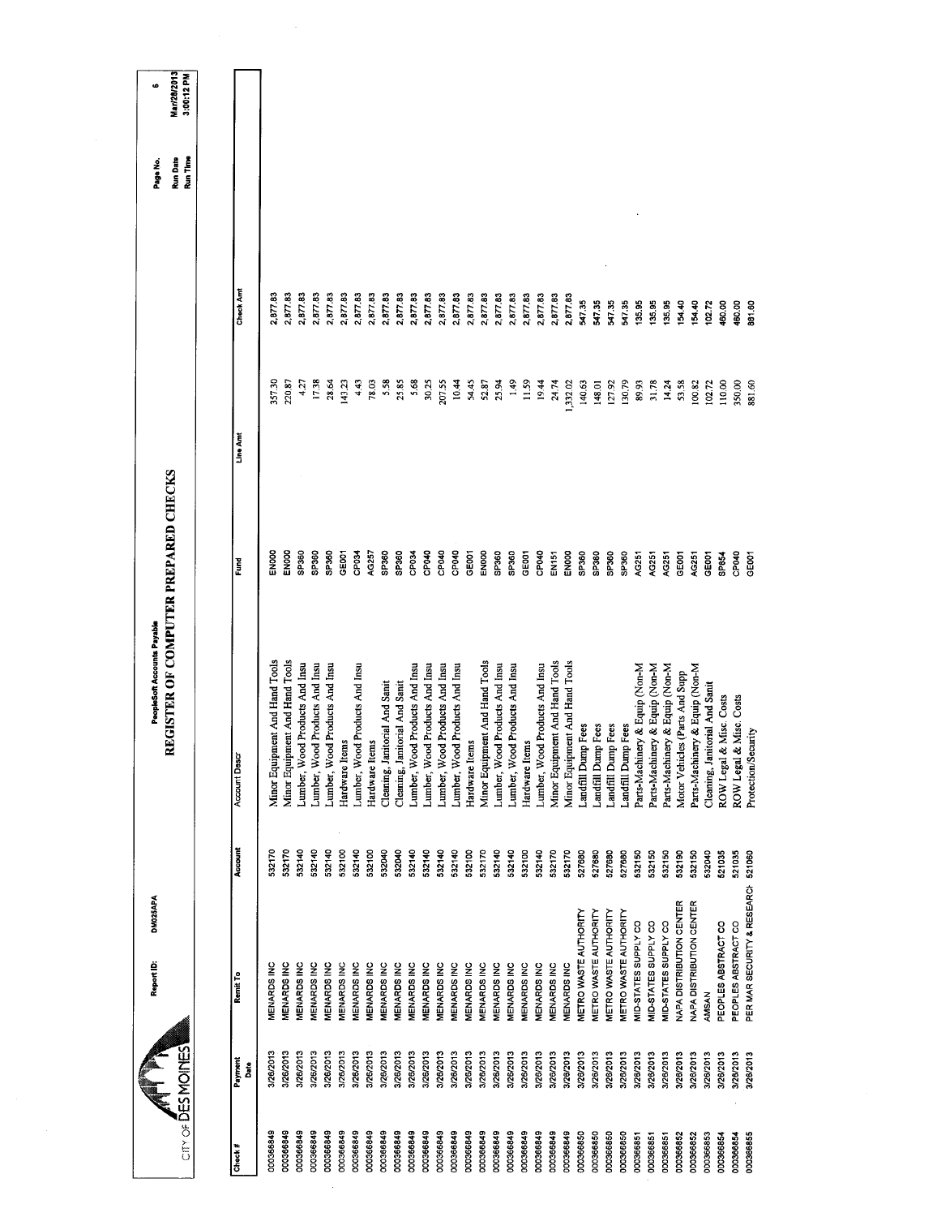CITY OF DES MOINES

Report ID: DM025APA

PeopleSoft Accounts Payable

# REGISTER OF COMPUTER PREPARED CHECKS

Page No. 6
Run Date Mar/28/2013
Run Time 3:00:12 PM

| Check # | Payment Date | Remit To | Account | Account Descr | Fund | Line Amt | Check Amt |
|---|---|---|---|---|---|---|---|
| 000366849 | 3/26/2013 | MENARDS INC | 532170 | Minor Equipment And Hand Tools | EN000 | 357.30 | 2,877.83 |
| 000366849 | 3/26/2013 | MENARDS INC | 532170 | Minor Equipment And Hand Tools | EN000 | 220.87 | 2,877.83 |
| 000366849 | 3/26/2013 | MENARDS INC | 532140 | Lumber, Wood Products And Insu | SP360 | 4.27 | 2,877.83 |
| 000366849 | 3/26/2013 | MENARDS INC | 532140 | Lumber, Wood Products And Insu | SP360 | 17.38 | 2,877.83 |
| 000366849 | 3/26/2013 | MENARDS INC | 532140 | Lumber, Wood Products And Insu | SP360 | 28.64 | 2,877.83 |
| 000366849 | 3/26/2013 | MENARDS INC | 532100 | Hardware Items | GE001 | 143.23 | 2,877.83 |
| 000366849 | 3/26/2013 | MENARDS INC | 532140 | Lumber, Wood Products And Insu | CP034 | 4.43 | 2,877.83 |
| 000366849 | 3/26/2013 | MENARDS INC | 532100 | Hardware Items | AG257 | 78.03 | 2,877.83 |
| 000366849 | 3/26/2013 | MENARDS INC | 532040 | Cleaning, Janitorial And Sanit | SP360 | 5.58 | 2,877.83 |
| 000366849 | 3/26/2013 | MENARDS INC | 532040 | Cleaning, Janitorial And Sanit | SP360 | 25.85 | 2,877.83 |
| 000366849 | 3/26/2013 | MENARDS INC | 532140 | Lumber, Wood Products And Insu | CP034 | 5.68 | 2,877.83 |
| 000366849 | 3/26/2013 | MENARDS INC | 532140 | Lumber, Wood Products And Insu | CP040 | 30.25 | 2,877.83 |
| 000366849 | 3/26/2013 | MENARDS INC | 532140 | Lumber, Wood Products And Insu | CP040 | 207.55 | 2,877.83 |
| 000366849 | 3/26/2013 | MENARDS INC | 532140 | Lumber, Wood Products And Insu | CP040 | 10.44 | 2,877.83 |
| 000366849 | 3/26/2013 | MENARDS INC | 532100 | Hardware Items | GE001 | 54.45 | 2,877.83 |
| 000366849 | 3/26/2013 | MENARDS INC | 532170 | Minor Equipment And Hand Tools | EN000 | 52.87 | 2,877.83 |
| 000366849 | 3/26/2013 | MENARDS INC | 532140 | Lumber, Wood Products And Insu | SP360 | 25.94 | 2,877.83 |
| 000366849 | 3/26/2013 | MENARDS INC | 532140 | Lumber, Wood Products And Insu | SP360 | 1.49 | 2,877.83 |
| 000366849 | 3/26/2013 | MENARDS INC | 532100 | Hardware Items | GE001 | 11.59 | 2,877.83 |
| 000366849 | 3/26/2013 | MENARDS INC | 532140 | Lumber, Wood Products And Insu | CP040 | 19.44 | 2,877.83 |
| 000366849 | 3/26/2013 | MENARDS INC | 532170 | Minor Equipment And Hand Tools | EN151 | 24.74 | 2,877.83 |
| 000366849 | 3/26/2013 | MENARDS INC | 532170 | Minor Equipment And Hand Tools | EN000 | 1,332.02 | 2,877.83 |
| 000366850 | 3/26/2013 | METRO WASTE AUTHORITY | 527680 | Landfill Dump Fees | SP360 | 140.63 | 547.35 |
| 000366850 | 3/26/2013 | METRO WASTE AUTHORITY | 527680 | Landfill Dump Fees | SP360 | 148.01 | 547.35 |
| 000366850 | 3/26/2013 | METRO WASTE AUTHORITY | 527680 | Landfill Dump Fees | SP360 | 127.92 | 547.35 |
| 000366850 | 3/26/2013 | METRO WASTE AUTHORITY | 527680 | Landfill Dump Fees | SP360 | 130.79 | 547.35 |
| 000366851 | 3/26/2013 | MID-STATES SUPPLY CO | 532150 | Parts-Machinery & Equip (Non-M | AG251 | 89.93 | 135.95 |
| 000366851 | 3/26/2013 | MID-STATES SUPPLY CO | 532150 | Parts-Machinery & Equip (Non-M | AG251 | 31.78 | 135.95 |
| 000366851 | 3/26/2013 | MID-STATES SUPPLY CO | 532150 | Parts-Machinery & Equip (Non-M | AG251 | 14.24 | 135.95 |
| 000366852 | 3/26/2013 | NAPA DISTRIBUTION CENTER | 532190 | Motor Vehicles (Parts And Supp | GE001 | 53.58 | 154.40 |
| 000366852 | 3/26/2013 | NAPA DISTRIBUTION CENTER | 532150 | Parts-Machinery & Equip (Non-M | AG251 | 100.82 | 154.40 |
| 000366853 | 3/26/2013 | AMSAN | 532040 | Cleaning, Janitorial And Sanit | GE001 | 102.72 | 102.72 |
| 000366854 | 3/26/2013 | PEOPLES ABSTRACT CO | 521035 | ROW Legal & Misc. Costs | SP854 | 110.00 | 460.00 |
| 000366854 | 3/26/2013 | PEOPLES ABSTRACT CO | 521035 | ROW Legal & Misc. Costs | CP040 | 350.00 | 460.00 |
| 000366855 | 3/26/2013 | PER MAR SECURITY & RESEARCH | 521060 | Protection/Security | GE001 | 881.60 | 881.60 |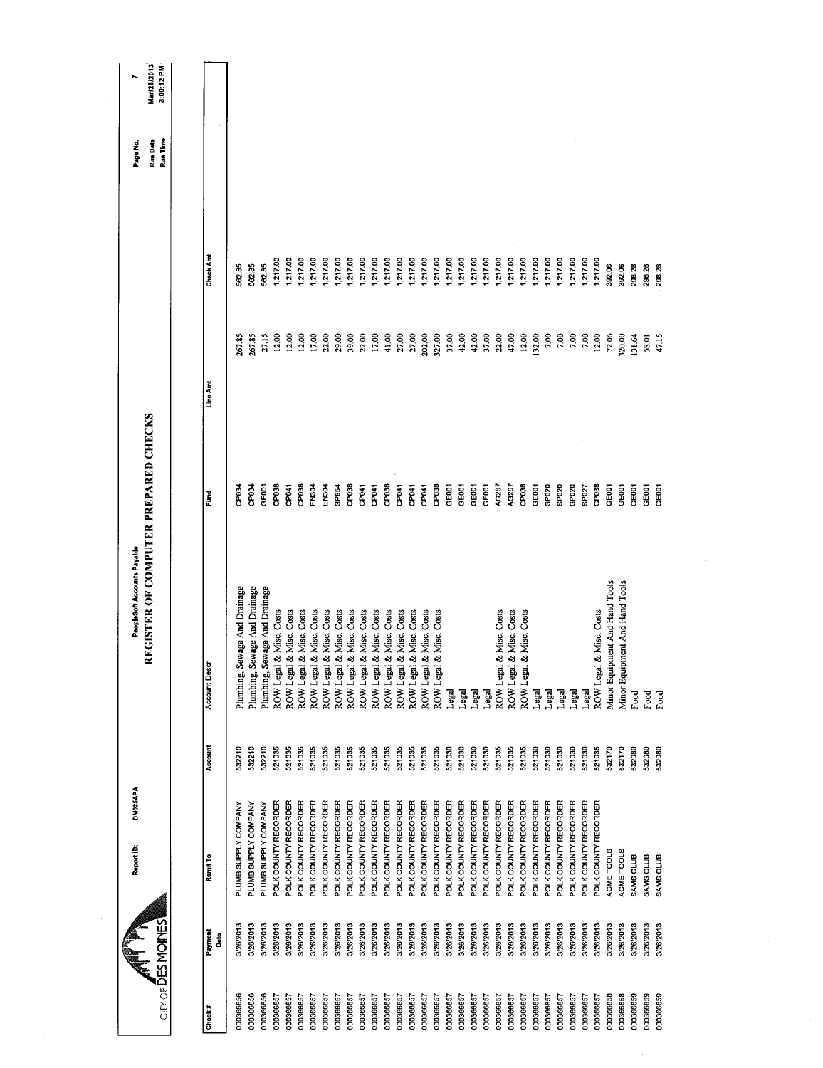CITY OF DES MOINES

Report ID: DM025APA

PeopleSoft Accounts Payable

# REGISTER OF COMPUTER PREPARED CHECKS

Run Date Mar/28/2013
Run Time 3:00:12 PM

| Check # | Payment Date | Remit To | Account | Account Descr | Fund | Line Amt | Check Amt |
|---|---|---|---|---|---|---|---|
| 000366856 | 3/26/2013 | PLUMB SUPPLY COMPANY | 532210 | Plumbing, Sewage And Drainage | CP034 | 267.85 | 562.85 |
| 000366856 | 3/26/2013 | PLUMB SUPPLY COMPANY | 532210 | Plumbing, Sewage And Drainage | CP034 | 267.85 | 562.85 |
| 000366856 | 3/26/2013 | PLUMB SUPPLY COMPANY | 532210 | Plumbing, Sewage And Drainage | GE001 | 27.15 | 562.85 |
| 000366857 | 3/26/2013 | POLK COUNTY RECORDER | 521035 | ROW Legal & Misc. Costs | CP038 | 12.00 | 1,217.00 |
| 000366857 | 3/26/2013 | POLK COUNTY RECORDER | 521035 | ROW Legal & Misc. Costs | CP041 | 12.00 | 1,217.00 |
| 000366857 | 3/26/2013 | POLK COUNTY RECORDER | 521035 | ROW Legal & Misc. Costs | CP038 | 12.00 | 1,217.00 |
| 000366857 | 3/26/2013 | POLK COUNTY RECORDER | 521035 | ROW Legal & Misc. Costs | EN304 | 17.00 | 1,217.00 |
| 000366857 | 3/26/2013 | POLK COUNTY RECORDER | 521035 | ROW Legal & Misc. Costs | EN304 | 22.00 | 1,217.00 |
| 000366857 | 3/26/2013 | POLK COUNTY RECORDER | 521035 | ROW Legal & Misc. Costs | SP854 | 29.00 | 1,217.00 |
| 000366857 | 3/26/2013 | POLK COUNTY RECORDER | 521035 | ROW Legal & Misc. Costs | CP038 | 39.00 | 1,217.00 |
| 000366857 | 3/26/2013 | POLK COUNTY RECORDER | 521035 | ROW Legal & Misc. Costs | CP041 | 22.00 | 1,217.00 |
| 000366857 | 3/26/2013 | POLK COUNTY RECORDER | 521035 | ROW Legal & Misc. Costs | CP041 | 17.00 | 1,217.00 |
| 000366857 | 3/26/2013 | POLK COUNTY RECORDER | 521035 | ROW Legal & Misc. Costs | CP038 | 41.00 | 1,217.00 |
| 000366857 | 3/26/2013 | POLK COUNTY RECORDER | 521035 | ROW Legal & Misc. Costs | CP041 | 27.00 | 1,217.00 |
| 000366857 | 3/26/2013 | POLK COUNTY RECORDER | 521035 | ROW Legal & Misc. Costs | CP041 | 27.00 | 1,217.00 |
| 000366857 | 3/26/2013 | POLK COUNTY RECORDER | 521035 | ROW Legal & Misc. Costs | CP041 | 202.00 | 1,217.00 |
| 000366857 | 3/26/2013 | POLK COUNTY RECORDER | 521035 | ROW Legal & Misc. Costs | CP038 | 327.00 | 1,217.00 |
| 000366857 | 3/26/2013 | POLK COUNTY RECORDER | 521030 | Legal | GE001 | 37.00 | 1,217.00 |
| 000366857 | 3/26/2013 | POLK COUNTY RECORDER | 521030 | Legal | GE001 | 42.00 | 1,217.00 |
| 000366857 | 3/26/2013 | POLK COUNTY RECORDER | 521030 | Legal | GE001 | 42.00 | 1,217.00 |
| 000366857 | 3/26/2013 | POLK COUNTY RECORDER | 521030 | Legal | GE001 | 37.00 | 1,217.00 |
| 000366857 | 3/26/2013 | POLK COUNTY RECORDER | 521035 | ROW Legal & Misc. Costs | AG267 | 22.00 | 1,217.00 |
| 000366857 | 3/26/2013 | POLK COUNTY RECORDER | 521035 | ROW Legal & Misc. Costs | AG267 | 47.00 | 1,217.00 |
| 000366857 | 3/26/2013 | POLK COUNTY RECORDER | 521035 | ROW Legal & Misc. Costs | CP038 | 12.00 | 1,217.00 |
| 000366857 | 3/26/2013 | POLK COUNTY RECORDER | 521030 | Legal | GE001 | 132.00 | 1,217.00 |
| 000366857 | 3/26/2013 | POLK COUNTY RECORDER | 521030 | Legal | SP020 | 7.00 | 1,217.00 |
| 000366857 | 3/26/2013 | POLK COUNTY RECORDER | 521030 | Legal | SP020 | 7.00 | 1,217.00 |
| 000366857 | 3/26/2013 | POLK COUNTY RECORDER | 521030 | Legal | SP020 | 7.00 | 1,217.00 |
| 000366857 | 3/26/2013 | POLK COUNTY RECORDER | 521030 | Legal | SP027 | 7.00 | 1,217.00 |
| 000366857 | 3/26/2013 | POLK COUNTY RECORDER | 521035 | ROW Legal & Misc. Costs | CP038 | 12.00 | 1,217.00 |
| 000366858 | 3/26/2013 | ACME TOOLS | 532170 | Minor Equipment And Hand Tools | GE001 | 72.06 | 392.06 |
| 000366858 | 3/26/2013 | ACME TOOLS | 532170 | Minor Equipment And Hand Tools | GE001 | 320.00 | 392.06 |
| 000366859 | 3/26/2013 | SAMS CLUB | 532080 | Food | GE001 | 131.64 | 298.28 |
| 000366859 | 3/26/2013 | SAMS CLUB | 532080 | Food | GE001 | 58.01 | 298.28 |
| 000366859 | 3/26/2013 | SAMS CLUB | 532080 | Food | GE001 | 47.15 | 298.28 |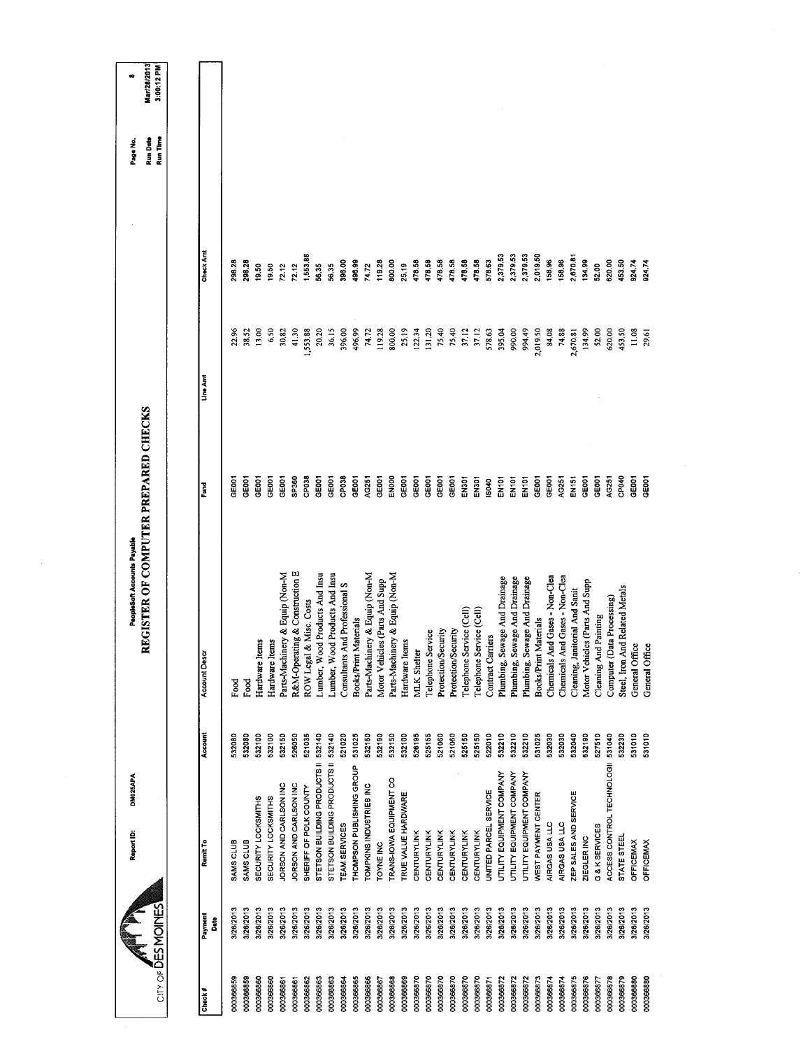CITY OF DES MOINES

Report ID: DM025APA

PeopleSoft Accounts Payable

# REGISTER OF COMPUTER PREPARED CHECKS

Page No. 8
Run Date Mar/28/2013
Run Time 3:00:12 PM

| Check # | Payment Date | Remit To | Account | Account Descr | Fund | Line Amt | Check Amt |
|---|---|---|---|---|---|---|---|
| 000366859 | 3/26/2013 | SAMS CLUB | 532080 | Food | GE001 | 22.96 | 298.28 |
| 000366859 | 3/26/2013 | SAMS CLUB | 532080 | Food | GE001 | 38.52 | 298.28 |
| 000366860 | 3/26/2013 | SECURITY LOCKSMITHS | 532100 | Hardware Items | GE001 | 13.00 | 19.50 |
| 000366860 | 3/26/2013 | SECURITY LOCKSMITHS | 532100 | Hardware Items | GE001 | 6.50 | 19.50 |
| 000366861 | 3/26/2013 | JORSON AND CARLSON INC | 532150 | Parts-Machinery & Equip (Non-M | GE001 | 30.82 | 72.12 |
| 000366861 | 3/26/2013 | JORSON AND CARLSON INC | 526050 | R&M-Operating & Construction E | SP380 | 41.30 | 72.12 |
| 000366862 | 3/26/2013 | SHERIFF OF POLK COUNTY | 521035 | ROW Legal & Misc. Costs | CP038 | 1,553.88 | 1,553.88 |
| 000366863 | 3/26/2013 | STETSON BUILDING PRODUCTS II | 532140 | Lumber, Wood Products And Insu | GE001 | 20.20 | 56.35 |
| 000366863 | 3/26/2013 | STETSON BUILDING PRODUCTS II | 532140 | Lumber, Wood Products And Insu | GE001 | 36.15 | 56.35 |
| 000366864 | 3/26/2013 | TEAM SERVICES | 521020 | Consultants And Professional S | CP038 | 396.00 | 396.00 |
| 000366865 | 3/26/2013 | THOMPSON PUBLISHING GROUP | 531025 | Books/Print Materials | GE001 | 496.99 | 496.99 |
| 000366866 | 3/26/2013 | TOMPKINS INDUSTRIES INC | 532150 | Parts-Machinery & Equip (Non-M | AG251 | 74.72 | 74.72 |
| 000366867 | 3/26/2013 | TOYNE INC | 532190 | Motor Vehicles (Parts And Supp | GE001 | 119.28 | 119.28 |
| 000366868 | 3/26/2013 | TRANS-IOWA EQUIPMENT CO | 532150 | Parts-Machinery & Equip (Non-M | EN000 | 800.00 | 800.00 |
| 000366869 | 3/26/2013 | TRUE VALUE HARDWARE | 532100 | Hardware Items | GE001 | 25.19 | 25.19 |
| 000366870 | 3/26/2013 | CENTURYLINK | 526195 | MLK Shelter | GE001 | 122.34 | 478.58 |
| 000366870 | 3/26/2013 | CENTURYLINK | 525155 | Telephone Service | GE001 | 131.20 | 478.58 |
| 000366870 | 3/26/2013 | CENTURYLINK | 521060 | Protection/Security | GE001 | 75.40 | 478.58 |
| 000366870 | 3/26/2013 | CENTURYLINK | 521060 | Protection/Security | GE001 | 75.40 | 478.58 |
| 000366870 | 3/26/2013 | CENTURYLINK | 525150 | Telephone Service (Cell) | EN301 | 37.12 | 478.58 |
| 000366870 | 3/26/2013 | CENTURYLINK | 525150 | Telephone Service (Cell) | EN301 | 37.12 | 478.58 |
| 000366871 | 3/26/2013 | UNITED PARCEL SERVICE | 522010 | Contract Carriers | IS040 | 578.63 | 578.63 |
| 000366872 | 3/26/2013 | UTILITY EQUIPMENT COMPANY | 532210 | Plumbing, Sewage And Drainage | EN101 | 395.04 | 2,379.53 |
| 000366872 | 3/26/2013 | UTILITY EQUIPMENT COMPANY | 532210 | Plumbing, Sewage And Drainage | EN101 | 990.00 | 2,379.53 |
| 000366872 | 3/26/2013 | UTILITY EQUIPMENT COMPANY | 532210 | Plumbing, Sewage And Drainage | EN101 | 994.49 | 2,379.53 |
| 000366873 | 3/26/2013 | WEST PAYMENT CENTER | 531025 | Books/Print Materials | GE001 | 2,019.50 | 2,019.50 |
| 000366874 | 3/26/2013 | AIRGAS USA LLC | 532030 | Chemicals And Gases - Non-Clea | GE001 | 84.08 | 158.96 |
| 000366874 | 3/26/2013 | AIRGAS USA LLC | 532030 | Chemicals And Gases - Non-Clea | AG251 | 74.88 | 158.96 |
| 000366875 | 3/26/2013 | ZEP SALES AND SERVICE | 532040 | Cleaning, Janitorial And Sanit | EN151 | 2,670.81 | 2,670.81 |
| 000366876 | 3/26/2013 | ZIEGLER INC | 532190 | Motor Vehicles (Parts And Supp | GE001 | 134.99 | 134.99 |
| 000366877 | 3/26/2013 | G & K SERVICES | 527510 | Cleaning And Painting | GE001 | 52.00 | 52.00 |
| 000366878 | 3/26/2013 | ACCESS CONTROL TECHNOLOGII | 531040 | Computer (Data Processing) | AG251 | 620.00 | 620.00 |
| 000366879 | 3/26/2013 | STATE STEEL | 532230 | Steel, Iron And Related Metals | CP040 | 453.50 | 453.50 |
| 000366880 | 3/26/2013 | OFFICEMAX | 531010 | General Office | GE001 | 11.08 | 924.74 |
| 000366880 | 3/26/2013 | OFFICEMAX | 531010 | General Office | GE001 | 29.61 | 924.74 |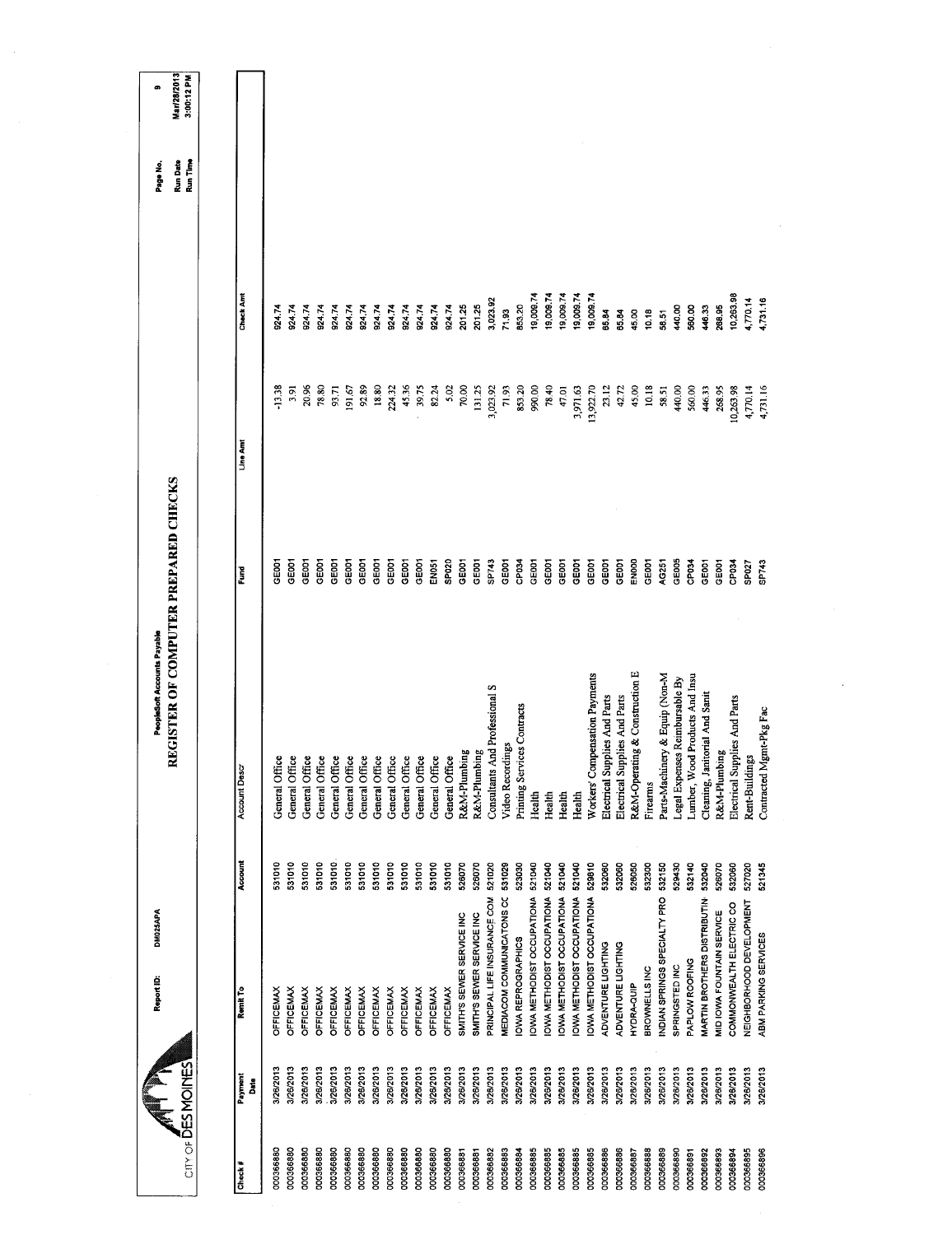CITY OF DES MOINES

Report ID: DM025APA

PeopleSoft Accounts Payable

# REGISTER OF COMPUTER PREPARED CHECKS

Page No. 9
Run Date Mar/28/2013
Run Time 3:00:12 PM

| Check # | Payment Date | Remit To | Account | Account Descr | Fund | Line Amt | Check Amt |
|---|---|---|---|---|---|---|---|
| 000366880 | 3/26/2013 | OFFICEMAX | 531010 | General Office | GE001 | -13.38 | 924.74 |
| 000366880 | 3/26/2013 | OFFICEMAX | 531010 | General Office | GE001 | 3.91 | 924.74 |
| 000366880 | 3/26/2013 | OFFICEMAX | 531010 | General Office | GE001 | 20.96 | 924.74 |
| 000366880 | 3/26/2013 | OFFICEMAX | 531010 | General Office | GE001 | 78.80 | 924.74 |
| 000366880 | 3/26/2013 | OFFICEMAX | 531010 | General Office | GE001 | 93.71 | 924.74 |
| 000366880 | 3/26/2013 | OFFICEMAX | 531010 | General Office | GE001 | 191.67 | 924.74 |
| 000366880 | 3/26/2013 | OFFICEMAX | 531010 | General Office | GE001 | 92.89 | 924.74 |
| 000366880 | 3/26/2013 | OFFICEMAX | 531010 | General Office | GE001 | 18.80 | 924.74 |
| 000366880 | 3/26/2013 | OFFICEMAX | 531010 | General Office | GE001 | 224.32 | 924.74 |
| 000366880 | 3/26/2013 | OFFICEMAX | 531010 | General Office | GE001 | 45.36 | 924.74 |
| 000366880 | 3/26/2013 | OFFICEMAX | 531010 | General Office | GE001 | 39.75 | 924.74 |
| 000366880 | 3/26/2013 | OFFICEMAX | 531010 | General Office | EN051 | 82.24 | 924.74 |
| 000366880 | 3/26/2013 | OFFICEMAX | 531010 | General Office | SP020 | 5.02 | 924.74 |
| 000366881 | 3/26/2013 | SMITH'S SEWER SERVICE INC | 526070 | R&M-Plumbing | GE001 | 70.00 | 201.25 |
| 000366881 | 3/26/2013 | SMITH'S SEWER SERVICE INC | 526070 | R&M-Plumbing | GE001 | 131.25 | 201.25 |
| 000366882 | 3/26/2013 | PRINCIPAL LIFE INSURANCE COM | 521020 | Consultants And Professional S | SP743 | 3,023.92 | 3,023.92 |
| 000366883 | 3/26/2013 | MEDIACOM COMMUNICATONS CC | 531029 | Video Recordings | GE001 | 71.93 | 71.93 |
| 000366884 | 3/26/2013 | IOWA REPROGRAPHICS | 523030 | Printing Services Contracts | CP034 | 853.20 | 853.20 |
| 000366885 | 3/26/2013 | IOWA METHODIST OCCUPATIONA | 521040 | Health | GE001 | 990.00 | 19,009.74 |
| 000366885 | 3/26/2013 | IOWA METHODIST OCCUPATIONA | 521040 | Health | GE001 | 78.40 | 19,009.74 |
| 000366885 | 3/26/2013 | IOWA METHODIST OCCUPATIONA | 521040 | Health | GE001 | 47.01 | 19,009.74 |
| 000366885 | 3/26/2013 | IOWA METHODIST OCCUPATIONA | 521040 | Health | GE001 | 3,971.63 | 19,009.74 |
| 000366885 | 3/26/2013 | IOWA METHODIST OCCUPATIONA | 529810 | Workers' Compensation Payments | GE001 | 13,922.70 | 19,009.74 |
| 000366886 | 3/26/2013 | ADVENTURE LIGHTING | 532060 | Electrical Supplies And Parts | GE001 | 23.12 | 65.84 |
| 000366886 | 3/26/2013 | ADVENTURE LIGHTING | 532060 | Electrical Supplies And Parts | GE001 | 42.72 | 65.84 |
| 000366887 | 3/26/2013 | HYDRA-QUIP | 526050 | R&M-Operating & Construction E | EN000 | 45.00 | 45.00 |
| 000366888 | 3/26/2013 | BROWNELLS INC | 532300 | Firearms | GE001 | 10.18 | 10.18 |
| 000366889 | 3/26/2013 | INDIAN SPRINGS SPECIALTY PRO | 532150 | Parts-Machinery & Equip (Non-M | AG251 | 58.51 | 58.51 |
| 000366890 | 3/26/2013 | SPRINGSTED INC | 529430 | Legal Expenses Reimbursable By | GE005 | 440.00 | 440.00 |
| 000366891 | 3/26/2013 | PAPLOW ROOFING | 532140 | Lumber, Wood Products And Insu | CP034 | 560.00 | 560.00 |
| 000366892 | 3/26/2013 | MARTIN BROTHERS DISTRIBUTIN | 532040 | Cleaning, Janitorial And Sanit | GE001 | 446.33 | 446.33 |
| 000366893 | 3/26/2013 | MID IOWA FOUNTAIN SERVICE | 526070 | R&M-Plumbing | GE001 | 268.95 | 268.95 |
| 000366894 | 3/26/2013 | COMMONWEALTH ELECTRIC CO | 532060 | Electrical Supplies And Parts | CP034 | 10,263.98 | 10,263.98 |
| 000366895 | 3/26/2013 | NEIGHBORHOOD DEVELOPMENT | 527020 | Rent-Buildings | SP027 | 4,770.14 | 4,770.14 |
| 000366896 | 3/26/2013 | ABM PARKING SERVICES | 521345 | Contracted Mgmt-Pkg Fac | SP743 | 4,731.16 | 4,731.16 |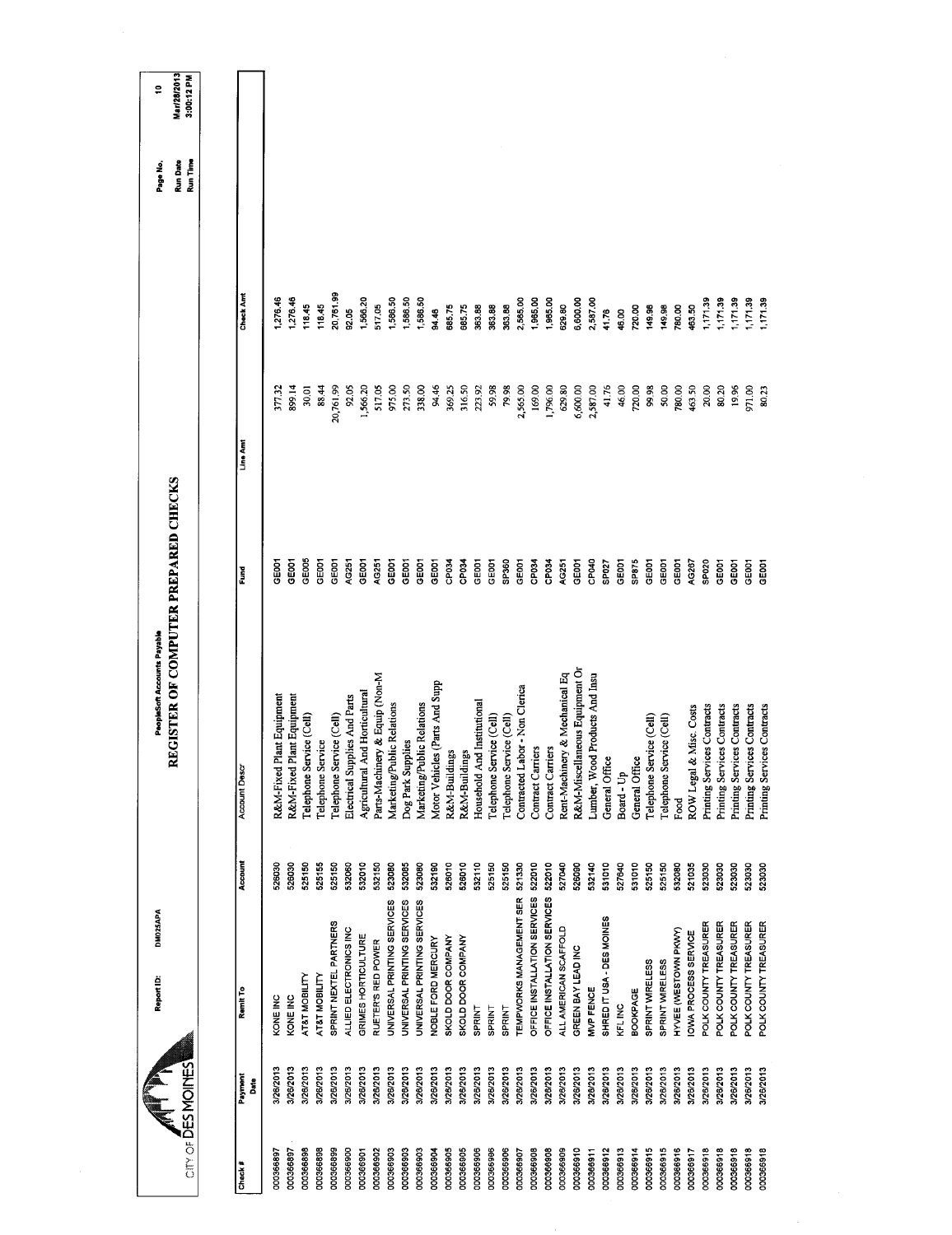CITY OF DES MOINES

Report ID: DM025APA

PeopleSoft Accounts Payable

# REGISTER OF COMPUTER PREPARED CHECKS

Run Date Mar/28/2013
Run Time 3:00:12 PM

| Check # | Payment Date | Remit To | Account | Account Descr | Fund | Line Amt | Check Amt |
|---|---|---|---|---|---|---|---|
| 000366897 | 3/26/2013 | KONE INC | 526030 | R&M-Fixed Plant Equipment | GE001 | 377.32 | 1,276.46 |
| 000366897 | 3/26/2013 | KONE INC | 526030 | R&M-Fixed Plant Equipment | GE001 | 899.14 | 1,276.46 |
| 000366898 | 3/26/2013 | AT&T MOBILITY | 525150 | Telephone Service (Cell) | GE005 | 30.01 | 118.45 |
| 000366898 | 3/26/2013 | AT&T MOBILITY | 525155 | Telephone Service | GE001 | 88.44 | 118.45 |
| 000366899 | 3/26/2013 | SPRINT NEXTEL PARTNERS | 525150 | Telephone Service (Cell) | GE001 | 20,761.99 | 20,761.99 |
| 000366900 | 3/26/2013 | ALLIED ELECTRONICS INC | 532060 | Electrical Supplies And Parts | AG251 | 92.05 | 92.05 |
| 000366901 | 3/26/2013 | GRIMES HORTICULTURE | 532010 | Agricultural And Horticultural | GE001 | 1,566.20 | 1,566.20 |
| 000366902 | 3/26/2013 | RUETER'S RED POWER | 532150 | Parts-Machinery & Equip (Non-M | AG251 | 517.05 | 517.05 |
| 000366903 | 3/26/2013 | UNIVERSAL PRINTING SERVICES | 523080 | Marketing/Public Relations | GE001 | 975.00 | 1,586.50 |
| 000366903 | 3/26/2013 | UNIVERSAL PRINTING SERVICES | 532085 | Dog Park Supplies | GE001 | 273.50 | 1,586.50 |
| 000366903 | 3/26/2013 | UNIVERSAL PRINTING SERVICES | 523080 | Marketing/Public Relations | GE001 | 338.00 | 1,586.50 |
| 000366904 | 3/26/2013 | NOBLE FORD MERCURY | 532190 | Motor Vehicles (Parts And Supp | GE001 | 94.46 | 94.46 |
| 000366905 | 3/26/2013 | SKOLD DOOR COMPANY | 526010 | R&M-Buildings | CP034 | 369.25 | 685.75 |
| 000366905 | 3/26/2013 | SKOLD DOOR COMPANY | 526010 | R&M-Buildings | CP034 | 316.50 | 685.75 |
| 000366906 | 3/26/2013 | SPRINT | 532110 | Household And Institutional | GE001 | 223.92 | 363.88 |
| 000366906 | 3/26/2013 | SPRINT | 525150 | Telephone Service (Cell) | GE001 | 59.98 | 363.88 |
| 000366906 | 3/26/2013 | SPRINT | 525150 | Telephone Service (Cell) | SP360 | 79.98 | 363.88 |
| 000366907 | 3/26/2013 | TEMPWORKS MANAGEMENT SER | 521330 | Contracted Labor - Non Clerica | GE001 | 2,565.00 | 2,565.00 |
| 000366908 | 3/26/2013 | OFFICE INSTALLATION SERVICES | 522010 | Contract Carriers | CP034 | 169.00 | 1,965.00 |
| 000366908 | 3/26/2013 | OFFICE INSTALLATION SERVICES | 522010 | Contract Carriers | CP034 | 1,796.00 | 1,965.00 |
| 000366909 | 3/26/2013 | ALL AMERICAN SCAFFOLD | 527040 | Rent-Machinery & Mechanical Eq | AG251 | 629.80 | 629.80 |
| 000366910 | 3/26/2013 | GREEN BAY LEAD INC | 526090 | R&M-Miscellaneous Equipment Or | GE001 | 6,600.00 | 6,600.00 |
| 000366911 | 3/26/2013 | MVP FENCE | 532140 | Lumber, Wood Products And Insu | CP040 | 2,587.00 | 2,587.00 |
| 000366912 | 3/26/2013 | SHRED IT USA - DES MOINES | 531010 | General Office | SP027 | 41.76 | 41.76 |
| 000366913 | 3/26/2013 | KFI INC | 527640 | Board - Up | GE001 | 46.00 | 46.00 |
| 000366914 | 3/26/2013 | BOOKPAGE | 531010 | General Office | SP875 | 720.00 | 720.00 |
| 000366915 | 3/26/2013 | SPRINT WIRELESS | 525150 | Telephone Service (Cell) | GE001 | 99.98 | 149.98 |
| 000366915 | 3/26/2013 | SPRINT WIRELESS | 525150 | Telephone Service (Cell) | GE001 | 50.00 | 149.98 |
| 000366916 | 3/26/2013 | HYVEE (WESTOWN PKWY) | 532080 | Food | GE001 | 780.00 | 780.00 |
| 000366917 | 3/26/2013 | IOWA PROCESS SERVICE | 521035 | ROW Legal & Misc. Costs | AG267 | 463.50 | 463.50 |
| 000366918 | 3/26/2013 | POLK COUNTY TREASURER | 523030 | Printing Services Contracts | SP020 | 20.00 | 1,171.39 |
| 000366918 | 3/26/2013 | POLK COUNTY TREASURER | 523030 | Printing Services Contracts | GE001 | 80.20 | 1,171.39 |
| 000366918 | 3/26/2013 | POLK COUNTY TREASURER | 523030 | Printing Services Contracts | GE001 | 19.96 | 1,171.39 |
| 000366918 | 3/26/2013 | POLK COUNTY TREASURER | 523030 | Printing Services Contracts | GE001 | 971.00 | 1,171.39 |
| 000366918 | 3/26/2013 | POLK COUNTY TREASURER | 523030 | Printing Services Contracts | GE001 | 80.23 | 1,171.39 |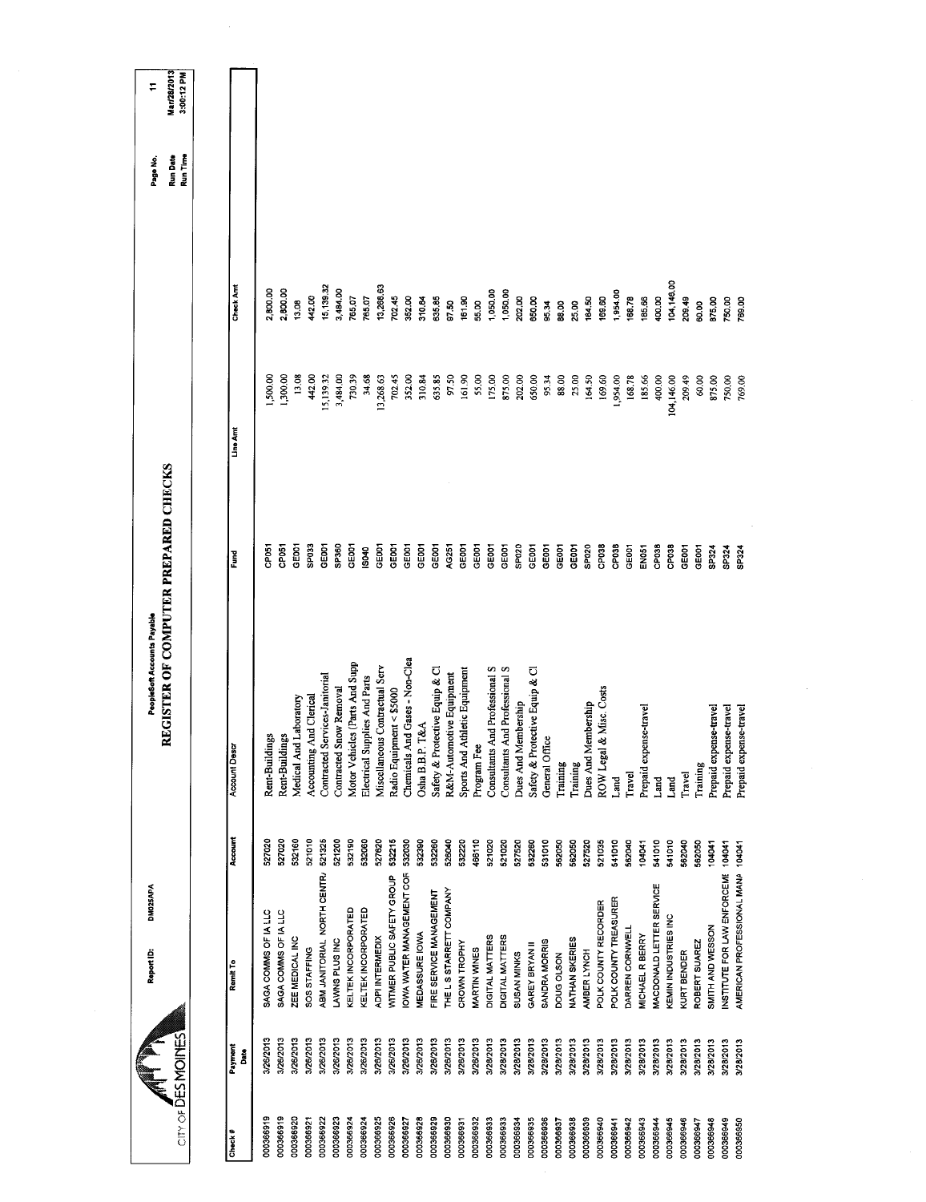CITY OF DES MOINES

Report ID: DM025APA

PeopleSoft Accounts Payable

# REGISTER OF COMPUTER PREPARED CHECKS

Page No. 11
Run Date Mar/28/2013
Run Time 3:00:12 PM

| Check # | Payment Date | Remit To | Account | Account Descr | Fund | Line Amt | Check Amt |
|---|---|---|---|---|---|---|---|
| 000366919 | 3/26/2013 | SAGA COMMS OF IA LLC | 527020 | Rent-Buildings | CP051 | 1,500.00 | 2,800.00 |
| 000366919 | 3/26/2013 | SAGA COMMS OF IA LLC | 527020 | Rent-Buildings | CP051 | 1,300.00 | 2,800.00 |
| 000366920 | 3/26/2013 | ZEE MEDICAL INC | 532160 | Medical And Laboratory | GE001 | 13.08 | 13.08 |
| 000366921 | 3/26/2013 | SOS STAFFING | 521010 | Accounting And Clerical | SP033 | 442.00 | 442.00 |
| 000366922 | 3/26/2013 | ABM JANITORIAL NORTH CENTR/ | 521325 | Contracted Services-Janitorial | GE001 | 15,139.32 | 15,139.32 |
| 000366923 | 3/26/2013 | LAWNS PLUS INC | 521200 | Contracted Snow Removal | SP360 | 3,484.00 | 3,484.00 |
| 000366924 | 3/26/2013 | KELTEK INCORPORATED | 532190 | Motor Vehicles (Parts And Supp | GE001 | 730.39 | 765.07 |
| 000366924 | 3/26/2013 | KELTEK INCORPORATED | 532060 | Electrical Supplies And Parts | IS040 | 34.68 | 765.07 |
| 000366925 | 3/26/2013 | ADPI INTERMEDIX | 527620 | Miscellaneous Contractual Serv | GE001 | 13,268.63 | 13,268.63 |
| 000366926 | 3/26/2013 | WITMER PUBLIC SAFETY GROUP | 532215 | Radio Equipment < $5000 | GE001 | 702.45 | 702.45 |
| 000366927 | 3/26/2013 | IOWA WATER MANAGEMENT COR | 532030 | Chemicals And Gases - Non-Clea | GE001 | 352.00 | 352.00 |
| 000366928 | 3/26/2013 | MEDASSURE IOWA | 532390 | Osha B.B.P. T&A | GE001 | 310.84 | 310.84 |
| 000366929 | 3/26/2013 | FIRE SERVICE MANAGEMENT | 532260 | Safety & Protective Equip & Cl | GE001 | 635.85 | 635.85 |
| 000366930 | 3/26/2013 | THE L S STARRETT COMPANY | 526040 | R&M-Automotive Equipment | AG251 | 97.50 | 97.50 |
| 000366931 | 3/26/2013 | CROWN TROPHY | 532220 | Sports And Athletic Equipment | GE001 | 161.90 | 161.90 |
| 000366932 | 3/28/2013 | MARTIN WINES | 466110 | Program Fee | GE001 | 55.00 | 55.00 |
| 000366933 | 3/28/2013 | DIGITAL MATTERS | 521020 | Consultants And Professional S | GE001 | 175.00 | 1,050.00 |
| 000366933 | 3/28/2013 | DIGITAL MATTERS | 521020 | Consultants And Professional S | GE001 | 875.00 | 1,050.00 |
| 000366934 | 3/28/2013 | SUSAN MINKS | 527520 | Dues And Membership | SP020 | 202.00 | 202.00 |
| 000366935 | 3/28/2013 | GAREY BRYAN II | 532260 | Safety & Protective Equip & Cl | GE001 | 650.00 | 650.00 |
| 000366936 | 3/28/2013 | SANDRA MORRIS | 531010 | General Office | GE001 | 95.34 | 95.34 |
| 000366937 | 3/28/2013 | DOUG OLSON | 562050 | Training | GE001 | 88.00 | 88.00 |
| 000366938 | 3/28/2013 | NATHAN SKERIES | 562050 | Training | GE001 | 25.00 | 25.00 |
| 000366939 | 3/28/2013 | AMBER LYNCH | 527520 | Dues And Membership | SP020 | 164.50 | 164.50 |
| 000366940 | 3/28/2013 | POLK COUNTY RECORDER | 521035 | ROW Legal & Misc. Costs | CP038 | 169.60 | 169.60 |
| 000366941 | 3/28/2013 | POLK COUNTY TREASURER | 541010 | Land | CP038 | 1,954.00 | 1,954.00 |
| 000366942 | 3/28/2013 | DARREN CORNWELL | 562040 | Travel | GE001 | 168.78 | 168.78 |
| 000366943 | 3/28/2013 | MICHAEL R BERRY | 104041 | Prepaid expense-travel | EN051 | 185.66 | 185.66 |
| 000366944 | 3/28/2013 | MACDONALD LETTER SERVICE | 541010 | Land | CP038 | 400.00 | 400.00 |
| 000366945 | 3/28/2013 | KEMIN INDUSTRIES INC | 541010 | Land | CP038 | 104,146.00 | 104,146.00 |
| 000366946 | 3/28/2013 | KURT BENDER | 562040 | Travel | GE001 | 209.49 | 209.49 |
| 000366947 | 3/28/2013 | ROBERT SUAREZ | 562050 | Training | GE001 | 60.00 | 60.00 |
| 000366948 | 3/28/2013 | SMITH AND WESSON | 104041 | Prepaid expense-travel | SP324 | 875.00 | 875.00 |
| 000366949 | 3/28/2013 | INSTITUTE FOR LAW ENFORCEME | 104041 | Prepaid expense-travel | SP324 | 750.00 | 750.00 |
| 000366950 | 3/28/2013 | AMERICAN PROFESSIONAL MAN/ | 104041 | Prepaid expense-travel | SP324 | 769.00 | 769.00 |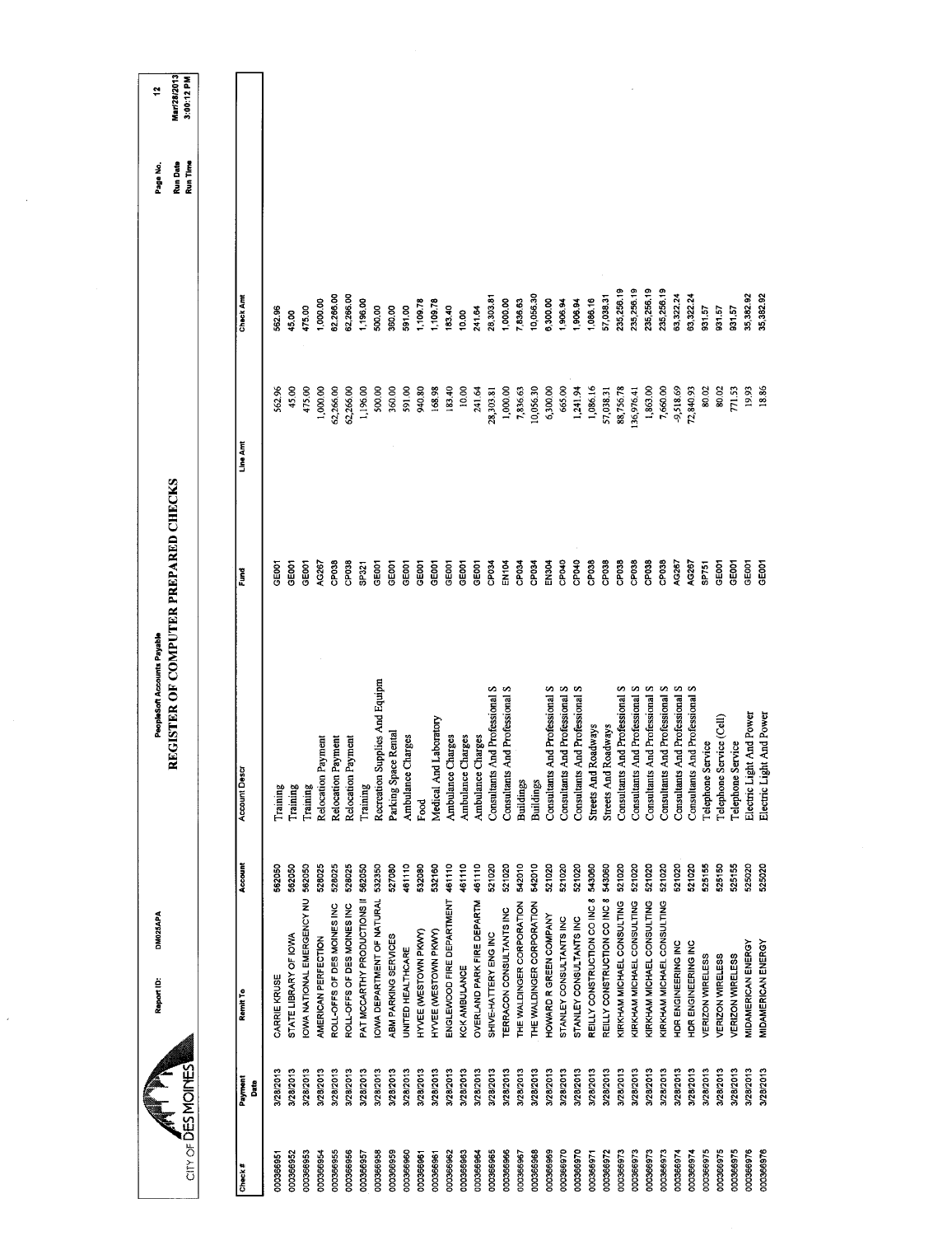# REGISTER OF COMPUTER PREPARED CHECKS

PeopleSoft Accounts Payable

Report ID: DM025APA

CITY OF DES MOINES

Page No. 12
Run Date Mar/28/2013
Run Time 3:00:12 PM

| Check # | Payment Date | Remit To | Account | Account Descr | Fund | Line Amt | Check Amt |
|---|---|---|---|---|---|---|---|
| 000366951 | 3/28/2013 | CARRIE KRUSE | 562050 | Training | GE001 | 562.96 | 562.96 |
| 000366952 | 3/28/2013 | STATE LIBRARY OF IOWA | 562050 | Training | GE001 | 45.00 | 45.00 |
| 000366953 | 3/28/2013 | IOWA NATIONAL EMERGENCY NU | 562050 | Training | GE001 | 475.00 | 475.00 |
| 000366954 | 3/28/2013 | AMERICAN PERFECTION | 528025 | Relocation Payment | AG267 | 1,000.00 | 1,000.00 |
| 000366955 | 3/28/2013 | ROLL-OFFS OF DES MOINES INC | 528025 | Relocation Payment | CP038 | 62,266.00 | 62,266.00 |
| 000366956 | 3/28/2013 | ROLL-OFFS OF DES MOINES INC | 528025 | Relocation Payment | CP038 | 62,266.00 | 62,266.00 |
| 000366957 | 3/28/2013 | PAT MCCARTHY PRODUCTIONS I | 562050 | Training | SP321 | 1,196.00 | 1,196.00 |
| 000366958 | 3/28/2013 | IOWA DEPARTMENT OF NATURAL | 532350 | Recreation Supplies And Equipm | GE001 | 500.00 | 500.00 |
| 000366959 | 3/28/2013 | ABM PARKING SERVICES | 527080 | Parking Space Rental | GE001 | 360.00 | 360.00 |
| 000366960 | 3/28/2013 | UNITED HEALTHCARE | 461110 | Ambulance Charges | GE001 | 591.00 | 591.00 |
| 000366961 | 3/28/2013 | HYVEE (WESTOWN PKWY) | 532080 | Food | GE001 | 940.80 | 1,109.78 |
| 000366961 | 3/28/2013 | HYVEE (WESTOWN PKWY) | 532160 | Medical And Laboratory | GE001 | 168.98 | 1,109.78 |
| 000366962 | 3/28/2013 | ENGLEWOOD FIRE DEPARTMENT | 461110 | Ambulance Charges | GE001 | 183.40 | 183.40 |
| 000366963 | 3/28/2013 | KCK AMBULANCE | 461110 | Ambulance Charges | GE001 | 10.00 | 10.00 |
| 000366964 | 3/28/2013 | OVERLAND PARK FIRE DEPARTM | 461110 | Ambulance Charges | GE001 | 241.64 | 241.64 |
| 000366965 | 3/28/2013 | SHIVE-HATTERY ENG INC | 521020 | Consultants And Professional S | CP034 | 28,303.81 | 28,303.81 |
| 000366966 | 3/28/2013 | TERRACON CONSULTANTS INC | 521020 | Consultants And Professional S | EN104 | 1,000.00 | 1,000.00 |
| 000366967 | 3/28/2013 | THE WALDINGER CORPORATION | 542010 | Buildings | CP034 | 7,836.63 | 7,836.63 |
| 000366968 | 3/28/2013 | THE WALDINGER CORPORATION | 542010 | Buildings | CP034 | 10,056.30 | 10,056.30 |
| 000366969 | 3/28/2013 | HOWARD R GREEN COMPANY | 521020 | Consultants And Professional S | EN304 | 6,300.00 | 6,300.00 |
| 000366970 | 3/28/2013 | STANLEY CONSULTANTS INC | 521020 | Consultants And Professional S | CP040 | 665.00 | 1,906.94 |
| 000366970 | 3/28/2013 | STANLEY CONSULTANTS INC | 521020 | Consultants And Professional S | CP040 | 1,241.94 | 1,906.94 |
| 000366971 | 3/28/2013 | REILLY CONSTRUCTION CO INC & | 543060 | Streets And Roadways | CP038 | 1,086.16 | 1,086.16 |
| 000366972 | 3/28/2013 | REILLY CONSTRUCTION CO INC & | 543060 | Streets And Roadways | CP038 | 57,038.31 | 57,038.31 |
| 000366973 | 3/28/2013 | KIRKHAM MICHAEL CONSULTING | 521020 | Consultants And Professional S | CP038 | 88,756.78 | 235,256.19 |
| 000366973 | 3/28/2013 | KIRKHAM MICHAEL CONSULTING | 521020 | Consultants And Professional S | CP038 | 136,976.41 | 235,256.19 |
| 000366973 | 3/28/2013 | KIRKHAM MICHAEL CONSULTING | 521020 | Consultants And Professional S | CP038 | 1,863.00 | 235,256.19 |
| 000366973 | 3/28/2013 | KIRKHAM MICHAEL CONSULTING | 521020 | Consultants And Professional S | CP038 | 7,660.00 | 235,256.19 |
| 000366974 | 3/28/2013 | HDR ENGINEERING INC | 521020 | Consultants And Professional S | AG267 | -9,518.69 | 63,322.24 |
| 000366974 | 3/28/2013 | HDR ENGINEERING INC | 521020 | Consultants And Professional S | AG267 | 72,840.93 | 63,322.24 |
| 000366975 | 3/28/2013 | VERIZON WIRELESS | 525155 | Telephone Service | SP751 | 80.02 | 931.57 |
| 000366975 | 3/28/2013 | VERIZON WIRELESS | 525150 | Telephone Service (Cell) | GE001 | 80.02 | 931.57 |
| 000366975 | 3/28/2013 | VERIZON WIRELESS | 525155 | Telephone Service | GE001 | 771.53 | 931.57 |
| 000366976 | 3/28/2013 | MIDAMERICAN ENERGY | 525020 | Electric Light And Power | GE001 | 19.93 | 35,382.92 |
| 000366976 | 3/28/2013 | MIDAMERICAN ENERGY | 525020 | Electric Light And Power | GE001 | 18.86 | 35,382.92 |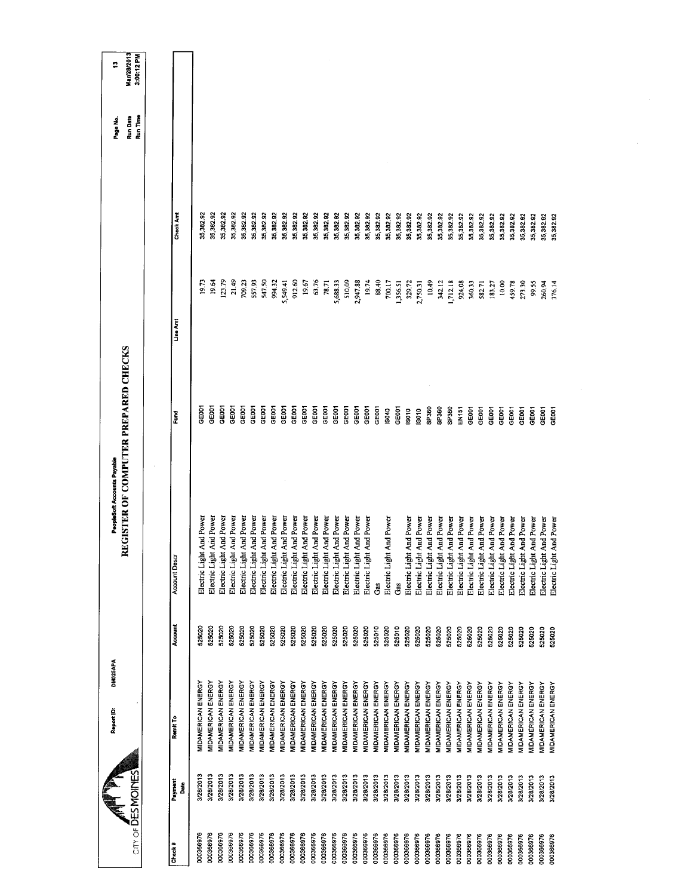CITY OF DES MOINES

Report ID: DM025APA

PeopleSoft Accounts Payable

# REGISTER OF COMPUTER PREPARED CHECKS

Page No. 13
Run Date Mar/28/2013
Run Time 3:00:12 PM

| Check # | Payment Date | Remit To | Account | Account Descr | Fund | Line Amt | Check Amt |
|---|---|---|---|---|---|---|---|
| 000366976 | 3/28/2013 | MIDAMERICAN ENERGY | 525020 | Electric Light And Power | GE001 | 19.73 | 35,382.92 |
| 000366976 | 3/28/2013 | MIDAMERICAN ENERGY | 525020 | Electric Light And Power | GE001 | 19.64 | 35,382.92 |
| 000366976 | 3/28/2013 | MIDAMERICAN ENERGY | 525020 | Electric Light And Power | GE001 | 123.79 | 35,382.92 |
| 000366976 | 3/28/2013 | MIDAMERICAN ENERGY | 525020 | Electric Light And Power | GE001 | 21.49 | 35,382.92 |
| 000366976 | 3/28/2013 | MIDAMERICAN ENERGY | 525020 | Electric Light And Power | GE001 | 709.23 | 35,382.92 |
| 000366976 | 3/28/2013 | MIDAMERICAN ENERGY | 525020 | Electric Light And Power | GE001 | 557.93 | 35,382.92 |
| 000366976 | 3/28/2013 | MIDAMERICAN ENERGY | 525020 | Electric Light And Power | GE001 | 547.50 | 35,382.92 |
| 000366976 | 3/28/2013 | MIDAMERICAN ENERGY | 525020 | Electric Light And Power | GE001 | 994.32 | 35,382.92 |
| 000366976 | 3/28/2013 | MIDAMERICAN ENERGY | 525020 | Electric Light And Power | GE001 | 5,549.41 | 35,382.92 |
| 000366976 | 3/28/2013 | MIDAMERICAN ENERGY | 525020 | Electric Light And Power | GE001 | 912.60 | 35,382.92 |
| 000366976 | 3/28/2013 | MIDAMERICAN ENERGY | 525020 | Electric Light And Power | GE001 | 19.67 | 35,382.92 |
| 000366976 | 3/28/2013 | MIDAMERICAN ENERGY | 525020 | Electric Light And Power | GE001 | 63.76 | 35,382.92 |
| 000366976 | 3/28/2013 | MIDAMERICAN ENERGY | 525020 | Electric Light And Power | GE001 | 78.71 | 35,382.92 |
| 000366976 | 3/28/2013 | MIDAMERICAN ENERGY | 525020 | Electric Light And Power | GE001 | 5,688.33 | 35,382.92 |
| 000366976 | 3/28/2013 | MIDAMERICAN ENERGY | 525020 | Electric Light And Power | GE001 | 510.09 | 35,382.92 |
| 000366976 | 3/28/2013 | MIDAMERICAN ENERGY | 525020 | Electric Light And Power | GE001 | 2,947.88 | 35,382.92 |
| 000366976 | 3/28/2013 | MIDAMERICAN ENERGY | 525020 | Electric Light And Power | GE001 | 19.74 | 35,382.92 |
| 000366976 | 3/28/2013 | MIDAMERICAN ENERGY | 525010 | Gas | GE001 | 88.40 | 35,382.92 |
| 000366976 | 3/28/2013 | MIDAMERICAN ENERGY | 525020 | Electric Light And Power | IS040 | 700.17 | 35,382.92 |
| 000366976 | 3/28/2013 | MIDAMERICAN ENERGY | 525010 | Gas | IS040 | 1,356.51 | 35,382.92 |
| 000366976 | 3/28/2013 | MIDAMERICAN ENERGY | 525020 | Electric Light And Power | IS010 | 329.72 | 35,382.92 |
| 000366976 | 3/28/2013 | MIDAMERICAN ENERGY | 525020 | Electric Light And Power | IS010 | 2,750.31 | 35,382.92 |
| 000366976 | 3/28/2013 | MIDAMERICAN ENERGY | 525020 | Electric Light And Power | SP360 | 10.49 | 35,382.92 |
| 000366976 | 3/28/2013 | MIDAMERICAN ENERGY | 525020 | Electric Light And Power | SP360 | 342.12 | 35,382.92 |
| 000366976 | 3/28/2013 | MIDAMERICAN ENERGY | 525020 | Electric Light And Power | SP360 | 1,712.18 | 35,382.92 |
| 000366976 | 3/28/2013 | MIDAMERICAN ENERGY | 525020 | Electric Light And Power | EN151 | 924.08 | 35,382.92 |
| 000366976 | 3/28/2013 | MIDAMERICAN ENERGY | 525020 | Electric Light And Power | GE001 | 360.33 | 35,382.92 |
| 000366976 | 3/28/2013 | MIDAMERICAN ENERGY | 525020 | Electric Light And Power | GE001 | 582.71 | 35,382.92 |
| 000366976 | 3/28/2013 | MIDAMERICAN ENERGY | 525020 | Electric Light And Power | GE001 | 183.27 | 35,382.92 |
| 000366976 | 3/28/2013 | MIDAMERICAN ENERGY | 525020 | Electric Light And Power | GE001 | 10.00 | 35,382.92 |
| 000366976 | 3/28/2013 | MIDAMERICAN ENERGY | 525020 | Electric Light And Power | GE001 | 459.78 | 35,382.92 |
| 000366976 | 3/28/2013 | MIDAMERICAN ENERGY | 525020 | Electric Light And Power | GE001 | 273.30 | 35,382.92 |
| 000366976 | 3/28/2013 | MIDAMERICAN ENERGY | 525020 | Electric Light And Power | GE001 | 99.55 | 35,382.92 |
| 000366976 | 3/28/2013 | MIDAMERICAN ENERGY | 525020 | Electric Light And Power | GE001 | 260.94 | 35,382.92 |
| 000366976 | 3/28/2013 | MIDAMERICAN ENERGY | 525020 | Electric Light And Power | GE001 | 376.14 | 35,382.92 |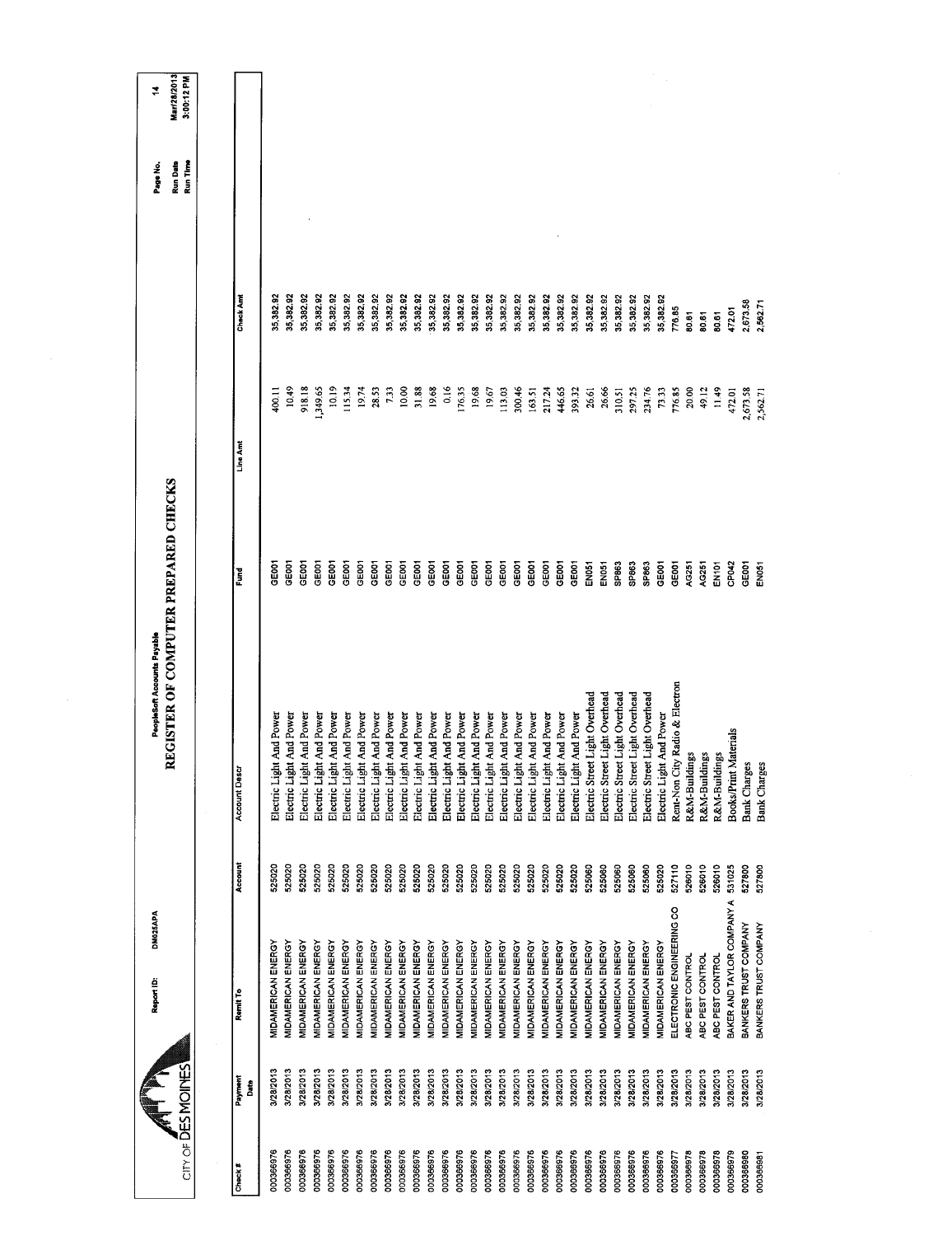CITY OF DES MOINES

Report ID: DM025APA

PeopleSoft Accounts Payable

# REGISTER OF COMPUTER PREPARED CHECKS

| Check # | Payment Date | Remit To | Account | Account Descr | Fund | Line Amt | Check Amt |
|---|---|---|---|---|---|---|---|
| 000366976 | 3/28/2013 | MIDAMERICAN ENERGY | 525020 | Electric Light And Power | GE001 | 400.11 | 35,382.92 |
| 000366976 | 3/28/2013 | MIDAMERICAN ENERGY | 525020 | Electric Light And Power | GE001 | 10.49 | 35,382.92 |
| 000366976 | 3/28/2013 | MIDAMERICAN ENERGY | 525020 | Electric Light And Power | GE001 | 918.18 | 35,382.92 |
| 000366976 | 3/28/2013 | MIDAMERICAN ENERGY | 525020 | Electric Light And Power | GE001 | 1,349.65 | 35,382.92 |
| 000366976 | 3/28/2013 | MIDAMERICAN ENERGY | 525020 | Electric Light And Power | GE001 | 10.19 | 35,382.92 |
| 000366976 | 3/28/2013 | MIDAMERICAN ENERGY | 525020 | Electric Light And Power | GE001 | 115.34 | 35,382.92 |
| 000366976 | 3/28/2013 | MIDAMERICAN ENERGY | 525020 | Electric Light And Power | GE001 | 19.74 | 35,382.92 |
| 000366976 | 3/28/2013 | MIDAMERICAN ENERGY | 525020 | Electric Light And Power | GE001 | 28.53 | 35,382.92 |
| 000366976 | 3/28/2013 | MIDAMERICAN ENERGY | 525020 | Electric Light And Power | GE001 | 7.33 | 35,382.92 |
| 000366976 | 3/28/2013 | MIDAMERICAN ENERGY | 525020 | Electric Light And Power | GE001 | 10.00 | 35,382.92 |
| 000366976 | 3/28/2013 | MIDAMERICAN ENERGY | 525020 | Electric Light And Power | GE001 | 31.88 | 35,382.92 |
| 000366976 | 3/28/2013 | MIDAMERICAN ENERGY | 525020 | Electric Light And Power | GE001 | 19.68 | 35,382.92 |
| 000366976 | 3/28/2013 | MIDAMERICAN ENERGY | 525020 | Electric Light And Power | GE001 | 0.16 | 35,382.92 |
| 000366976 | 3/28/2013 | MIDAMERICAN ENERGY | 525020 | Electric Light And Power | GE001 | 176.35 | 35,382.92 |
| 000366976 | 3/28/2013 | MIDAMERICAN ENERGY | 525020 | Electric Light And Power | GE001 | 19.68 | 35,382.92 |
| 000366976 | 3/28/2013 | MIDAMERICAN ENERGY | 525020 | Electric Light And Power | GE001 | 19.67 | 35,382.92 |
| 000366976 | 3/28/2013 | MIDAMERICAN ENERGY | 525020 | Electric Light And Power | GE001 | 113.03 | 35,382.92 |
| 000366976 | 3/28/2013 | MIDAMERICAN ENERGY | 525020 | Electric Light And Power | GE001 | 300.46 | 35,382.92 |
| 000366976 | 3/28/2013 | MIDAMERICAN ENERGY | 525020 | Electric Light And Power | GE001 | 163.51 | 35,382.92 |
| 000366976 | 3/28/2013 | MIDAMERICAN ENERGY | 525020 | Electric Light And Power | GE001 | 217.24 | 35,382.92 |
| 000366976 | 3/28/2013 | MIDAMERICAN ENERGY | 525020 | Electric Light And Power | GE001 | 446.65 | 35,382.92 |
| 000366976 | 3/28/2013 | MIDAMERICAN ENERGY | 525020 | Electric Light And Power | GE001 | 393.32 | 35,382.92 |
| 000366976 | 3/28/2013 | MIDAMERICAN ENERGY | 525060 | Electric Street Light Overhead | EN051 | 26.61 | 35,382.92 |
| 000366976 | 3/28/2013 | MIDAMERICAN ENERGY | 525060 | Electric Street Light Overhead | EN051 | 26.66 | 35,382.92 |
| 000366976 | 3/28/2013 | MIDAMERICAN ENERGY | 525060 | Electric Street Light Overhead | SP863 | 310.51 | 35,382.92 |
| 000366976 | 3/28/2013 | MIDAMERICAN ENERGY | 525060 | Electric Street Light Overhead | SP863 | 297.25 | 35,382.92 |
| 000366976 | 3/28/2013 | MIDAMERICAN ENERGY | 525060 | Electric Street Light Overhead | SP863 | 234.76 | 35,382.92 |
| 000366976 | 3/28/2013 | MIDAMERICAN ENERGY | 525020 | Electric Light And Power | GE001 | 73.33 | 35,382.92 |
| 000366977 | 3/28/2013 | ELECTRONIC ENGINEERING CO | 527110 | Rent-Non City Radio & Electron | GE001 | 776.85 | 776.85 |
| 000366978 | 3/28/2013 | ABC PEST CONTROL | 526010 | R&M-Buildings | AG251 | 20.00 | 80.61 |
| 000366978 | 3/28/2013 | ABC PEST CONTROL | 526010 | R&M-Buildings | AG251 | 49.12 | 80.61 |
| 000366978 | 3/28/2013 | ABC PEST CONTROL | 526010 | R&M-Buildings | EN101 | 11.49 | 80.61 |
| 000366979 | 3/28/2013 | BAKER AND TAYLOR COMPANY A | 531025 | Books/Print Materials | CP042 | 472.01 | 472.01 |
| 000366980 | 3/28/2013 | BANKERS TRUST COMPANY | 527800 | Bank Charges | GE001 | 2,673.58 | 2,673.58 |
| 000366981 | 3/28/2013 | BANKERS TRUST COMPANY | 527800 | Bank Charges | EN051 | 2,562.71 | 2,562.71 |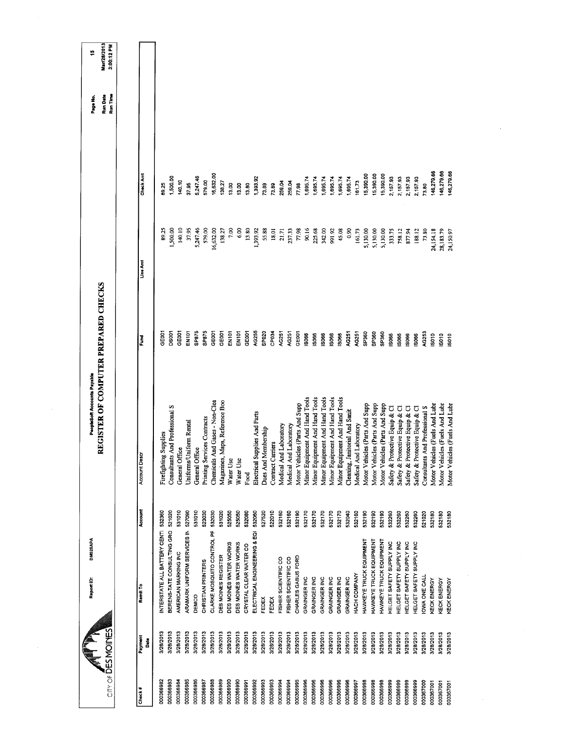CITY OF DES MOINES

Report ID: DM025APA

PeopleSoft Accounts Payable

# REGISTER OF COMPUTER PREPARED CHECKS

Run Date Mar/28/2013
Run Time 3:00:12 PM

| Check # | Payment Date | Remit To | Account | Account Descr | Fund | Line Amt | Check Amt |
|---|---|---|---|---|---|---|---|
| 000366982 | 3/28/2013 | INTERSTATE ALL BATTERY CENT | 532360 | Firefighting Supplies | GE001 | 89.25 | 89.25 |
| 000366983 | 3/28/2013 | BERENS-TATE CONSULTING GRO | 521020 | Consultants And Professional S | DS001 | 1,500.00 | 1,500.00 |
| 000366984 | 3/28/2013 | AMERICAN MARKING INC | 531010 | General Office | GE001 | 140.10 | 140.10 |
| 000366985 | 3/28/2013 | ARAMARK UNIFORM SERVICES IN | 527090 | Uniforms/Uniform Rental | EN101 | 37.95 | 37.95 |
| 000366986 | 3/28/2013 | DEMCO | 531010 | General Office | SP875 | 5,247.46 | 5,247.46 |
| 000366987 | 3/28/2013 | CHRISTIAN PRINTERS | 523030 | Printing Services Contracts | SP875 | 579.00 | 579.00 |
| 000366988 | 3/28/2013 | CLARKE MOSQUITO CONTROL PF | 532030 | Chemicals And Gases - Non-Clea | GE001 | 16,632.00 | 16,632.00 |
| 000366989 | 3/28/2013 | DES MOINES REGISTER | 531020 | Magazines, Maps, Reference Boo | GE001 | 138.27 | 138.27 |
| 000366990 | 3/28/2013 | DES MOINES WATER WORKS | 525050 | Water Use | EN101 | 7.00 | 13.00 |
| 000366990 | 3/28/2013 | DES MOINES WATER WORKS | 525050 | Water Use | EN101 | 6.00 | 13.00 |
| 000366991 | 3/28/2013 | CRYSTAL CLEAR WATER CO | 532080 | Food | GE001 | 13.80 | 13.80 |
| 000366992 | 3/28/2013 | ELECTRICAL ENGINEERING & EQI | 532060 | Electrical Supplies And Parts | AG255 | 1,393.92 | 1,393.92 |
| 000366993 | 3/28/2013 | FEDEX | 527520 | Dues And Membership | SP020 | 55.88 | 73.89 |
| 000366993 | 3/28/2013 | FEDEX | 522010 | Contract Carriers | CP034 | 18.01 | 73.89 |
| 000366994 | 3/28/2013 | FISHER SCIENTIFIC CO | 532160 | Medical And Laboratory | AG251 | 21.71 | 259.04 |
| 000366994 | 3/28/2013 | FISHER SCIENTIFIC CO | 532160 | Medical And Laboratory | AG251 | 237.33 | 259.04 |
| 000366995 | 3/28/2013 | CHARLES GABUS FORD | 532190 | Motor Vehicles (Parts And Supp | GE001 | 77.98 | 77.98 |
| 000366996 | 3/28/2013 | GRAINGER INC | 532170 | Minor Equipment And Hand Tools | IS066 | 90.16 | 1,695.74 |
| 000366996 | 3/28/2013 | GRAINGER INC | 532170 | Minor Equipment And Hand Tools | IS066 | 225.68 | 1,695.74 |
| 000366996 | 3/28/2013 | GRAINGER INC | 532170 | Minor Equipment And Hand Tools | IS066 | 342.00 | 1,695.74 |
| 000366996 | 3/28/2013 | GRAINGER INC | 532170 | Minor Equipment And Hand Tools | IS066 | 991.92 | 1,695.74 |
| 000366996 | 3/28/2013 | GRAINGER INC | 532170 | Minor Equipment And Hand Tools | IS066 | 45.08 | 1,695.74 |
| 000366996 | 3/28/2013 | GRAINGER INC | 532040 | Cleaning, Janitorial And Sanit | AG251 | 0.90 | 1,695.74 |
| 000366997 | 3/28/2013 | HACH COMPANY | 532160 | Medical And Laboratory | AG251 | 161.73 | 161.73 |
| 000366998 | 3/28/2013 | HAWKEYE TRUCK EQUIPMENT | 532190 | Motor Vehicles (Parts And Supp | SP360 | 5,130.00 | 15,390.00 |
| 000366998 | 3/28/2013 | HAWKEYE TRUCK EQUIPMENT | 532190 | Motor Vehicles (Parts And Supp | SP360 | 5,130.00 | 15,390.00 |
| 000366998 | 3/28/2013 | HAWKEYE TRUCK EQUIPMENT | 532190 | Motor Vehicles (Parts And Supp | SP360 | 5,130.00 | 15,390.00 |
| 000366999 | 3/28/2013 | HELGET SAFETY SUPPLY INC | 532260 | Safety & Protective Equip & Cl | IS066 | 333.75 | 2,157.93 |
| 000366999 | 3/28/2013 | HELGET SAFETY SUPPLY INC | 532260 | Safety & Protective Equip & Cl | IS066 | 758.12 | 2,157.93 |
| 000366999 | 3/28/2013 | HELGET SAFETY SUPPLY INC | 532260 | Safety & Protective Equip & Cl | IS066 | 877.94 | 2,157.93 |
| 000366999 | 3/28/2013 | HELGET SAFETY SUPPLY INC | 532260 | Safety & Protective Equip & Cl | IS066 | 188.12 | 2,157.93 |
| 000367000 | 3/28/2013 | IOWA ONE CALL | 521020 | Consultants And Professional S | AG253 | 73.80 | 73.80 |
| 000367001 | 3/28/2013 | KECK ENERGY | 532180 | Motor Vehicles (Fuels And Lubr | IS010 | 24,154.18 | 146,279.66 |
| 000367001 | 3/28/2013 | KECK ENERGY | 532180 | Motor Vehicles (Fuels And Lubr | IS010 | 28,183.79 | 146,279.66 |
| 000367001 | 3/28/2013 | KECK ENERGY | 532180 | Motor Vehicles (Fuels And Lubr | IS010 | 24,150.97 | 146,279.66 |